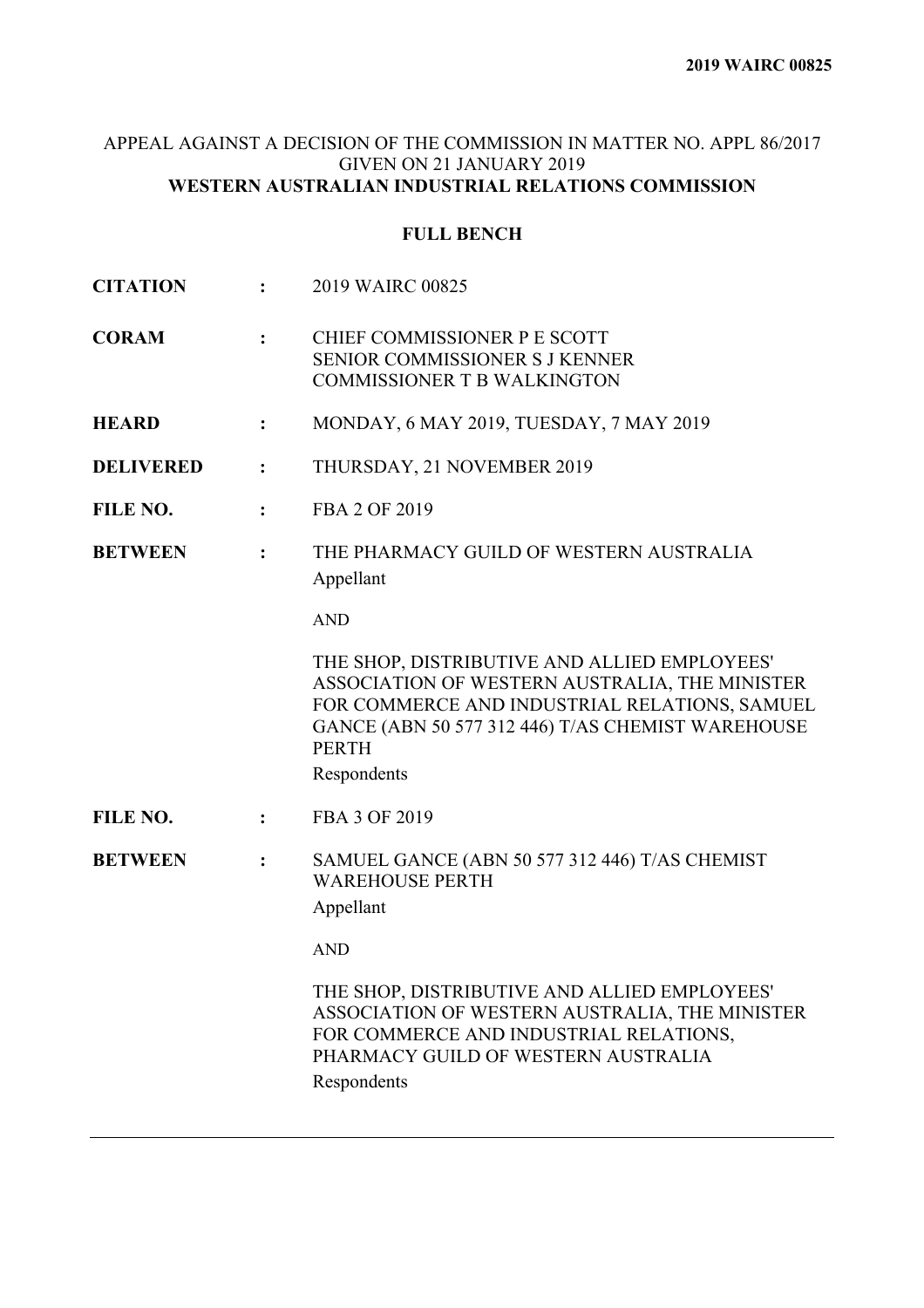**2019 WAIRC 00825**

APPEAL AGAINST A DECISION OF THE COMMISSION IN MATTER NO. APPL 86/2017 GIVEN ON 21 JANUARY 2019

**WESTERN AUSTRALIAN INDUSTRIAL RELATIONS COMMISSION**

**FULL BENCH**

| | | |
|---|---|---|
| **CITATION** | **:** | 2019 WAIRC 00825 |
| **CORAM** | **:** | CHIEF COMMISSIONER P E SCOTT<br>SENIOR COMMISSIONER S J KENNER<br>COMMISSIONER T B WALKINGTON |
| **HEARD** | **:** | MONDAY, 6 MAY 2019, TUESDAY, 7 MAY 2019 |
| **DELIVERED** | **:** | THURSDAY, 21 NOVEMBER 2019 |
| **FILE NO.** | **:** | FBA 2 OF 2019 |
| **BETWEEN** | **:** | THE PHARMACY GUILD OF WESTERN AUSTRALIA<br>Appellant<br><br>AND<br><br>THE SHOP, DISTRIBUTIVE AND ALLIED EMPLOYEES' ASSOCIATION OF WESTERN AUSTRALIA, THE MINISTER FOR COMMERCE AND INDUSTRIAL RELATIONS, SAMUEL GANCE (ABN 50 577 312 446) T/AS CHEMIST WAREHOUSE PERTH<br>Respondents |
| **FILE NO.** | **:** | FBA 3 OF 2019 |
| **BETWEEN** | **:** | SAMUEL GANCE (ABN 50 577 312 446) T/AS CHEMIST WAREHOUSE PERTH<br>Appellant<br><br>AND<br><br>THE SHOP, DISTRIBUTIVE AND ALLIED EMPLOYEES' ASSOCIATION OF WESTERN AUSTRALIA, THE MINISTER FOR COMMERCE AND INDUSTRIAL RELATIONS, PHARMACY GUILD OF WESTERN AUSTRALIA<br>Respondents |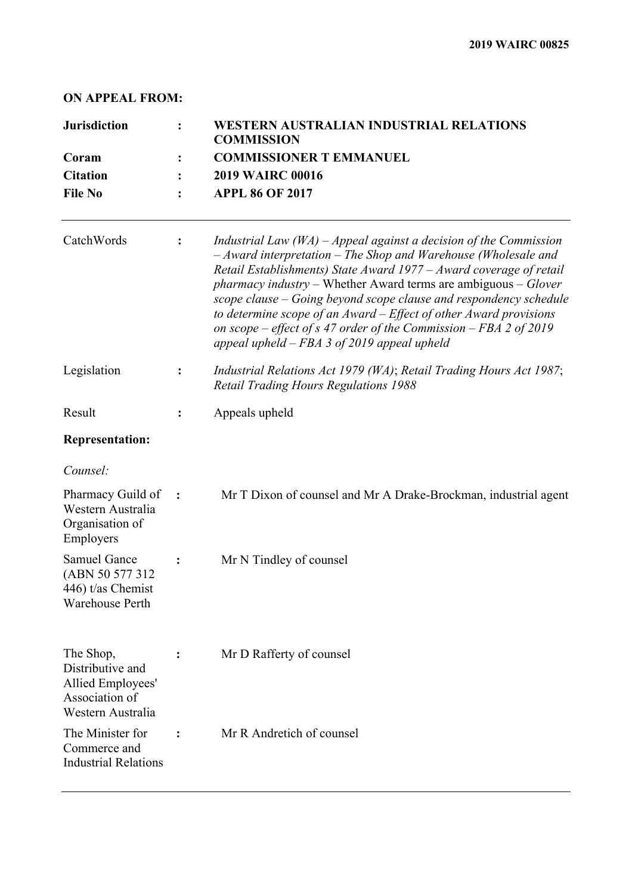**ON APPEAL FROM:**

| | | |
|---|---|---|
| **Jurisdiction** | **:** | **WESTERN AUSTRALIAN INDUSTRIAL RELATIONS COMMISSION** |
| **Coram** | **:** | **COMMISSIONER T EMMANUEL** |
| **Citation** | **:** | **2019 WAIRC 00016** |
| **File No** | **:** | **APPL 86 OF 2017** |

---

| | | |
|---|---|---|
| CatchWords | **:** | *Industrial Law (WA) – Appeal against a decision of the Commission – Award interpretation – The Shop and Warehouse (Wholesale and Retail Establishments) State Award 1977 – Award coverage of retail pharmacy industry –* Whether Award terms are ambiguous – *Glover scope clause – Going beyond scope clause and respondency schedule to determine scope of an Award – Effect of other Award provisions on scope – effect of s 47 order of the Commission – FBA 2 of 2019 appeal upheld – FBA 3 of 2019 appeal upheld* |
| Legislation | **:** | *Industrial Relations Act 1979 (WA)*; *Retail Trading Hours Act 1987*; *Retail Trading Hours Regulations 1988* |
| Result | **:** | Appeals upheld |

**Representation:**

*Counsel:*

| | | |
|---|---|---|
| Pharmacy Guild of Western Australia Organisation of Employers | **:** | Mr T Dixon of counsel and Mr A Drake-Brockman, industrial agent |
| Samuel Gance (ABN 50 577 312 446) t/as Chemist Warehouse Perth | **:** | Mr N Tindley of counsel |
| The Shop, Distributive and Allied Employees' Association of Western Australia | **:** | Mr D Rafferty of counsel |
| The Minister for Commerce and Industrial Relations | **:** | Mr R Andretich of counsel |

---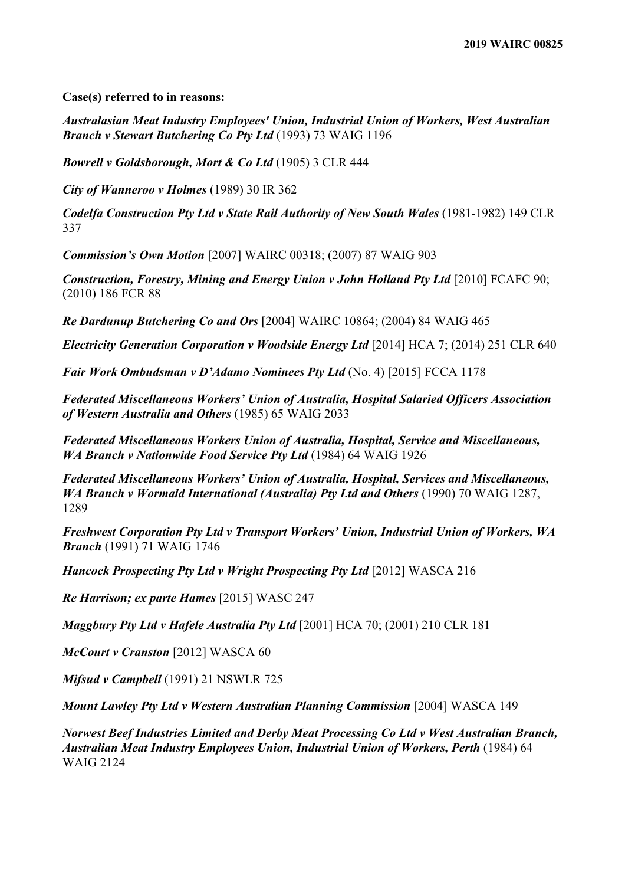**Case(s) referred to in reasons:**

***Australasian Meat Industry Employees' Union, Industrial Union of Workers, West Australian Branch v Stewart Butchering Co Pty Ltd*** (1993) 73 WAIG 1196

***Bowrell v Goldsborough, Mort & Co Ltd*** (1905) 3 CLR 444

***City of Wanneroo v Holmes*** (1989) 30 IR 362

***Codelfa Construction Pty Ltd v State Rail Authority of New South Wales*** (1981-1982) 149 CLR 337

***Commission's Own Motion*** [2007] WAIRC 00318; (2007) 87 WAIG 903

***Construction, Forestry, Mining and Energy Union v John Holland Pty Ltd*** [2010] FCAFC 90; (2010) 186 FCR 88

***Re Dardunup Butchering Co and Ors*** [2004] WAIRC 10864; (2004) 84 WAIG 465

***Electricity Generation Corporation v Woodside Energy Ltd*** [2014] HCA 7; (2014) 251 CLR 640

***Fair Work Ombudsman v D'Adamo Nominees Pty Ltd*** (No. 4) [2015] FCCA 1178

***Federated Miscellaneous Workers' Union of Australia, Hospital Salaried Officers Association of Western Australia and Others*** (1985) 65 WAIG 2033

***Federated Miscellaneous Workers Union of Australia, Hospital, Service and Miscellaneous, WA Branch v Nationwide Food Service Pty Ltd*** (1984) 64 WAIG 1926

***Federated Miscellaneous Workers' Union of Australia, Hospital, Services and Miscellaneous, WA Branch v Wormald International (Australia) Pty Ltd and Others*** (1990) 70 WAIG 1287, 1289

***Freshwest Corporation Pty Ltd v Transport Workers' Union, Industrial Union of Workers, WA Branch*** (1991) 71 WAIG 1746

***Hancock Prospecting Pty Ltd v Wright Prospecting Pty Ltd*** [2012] WASCA 216

***Re Harrison; ex parte Hames*** [2015] WASC 247

***Maggbury Pty Ltd v Hafele Australia Pty Ltd*** [2001] HCA 70; (2001) 210 CLR 181

***McCourt v Cranston*** [2012] WASCA 60

***Mifsud v Campbell*** (1991) 21 NSWLR 725

***Mount Lawley Pty Ltd v Western Australian Planning Commission*** [2004] WASCA 149

***Norwest Beef Industries Limited and Derby Meat Processing Co Ltd v West Australian Branch, Australian Meat Industry Employees Union, Industrial Union of Workers, Perth*** (1984) 64 WAIG 2124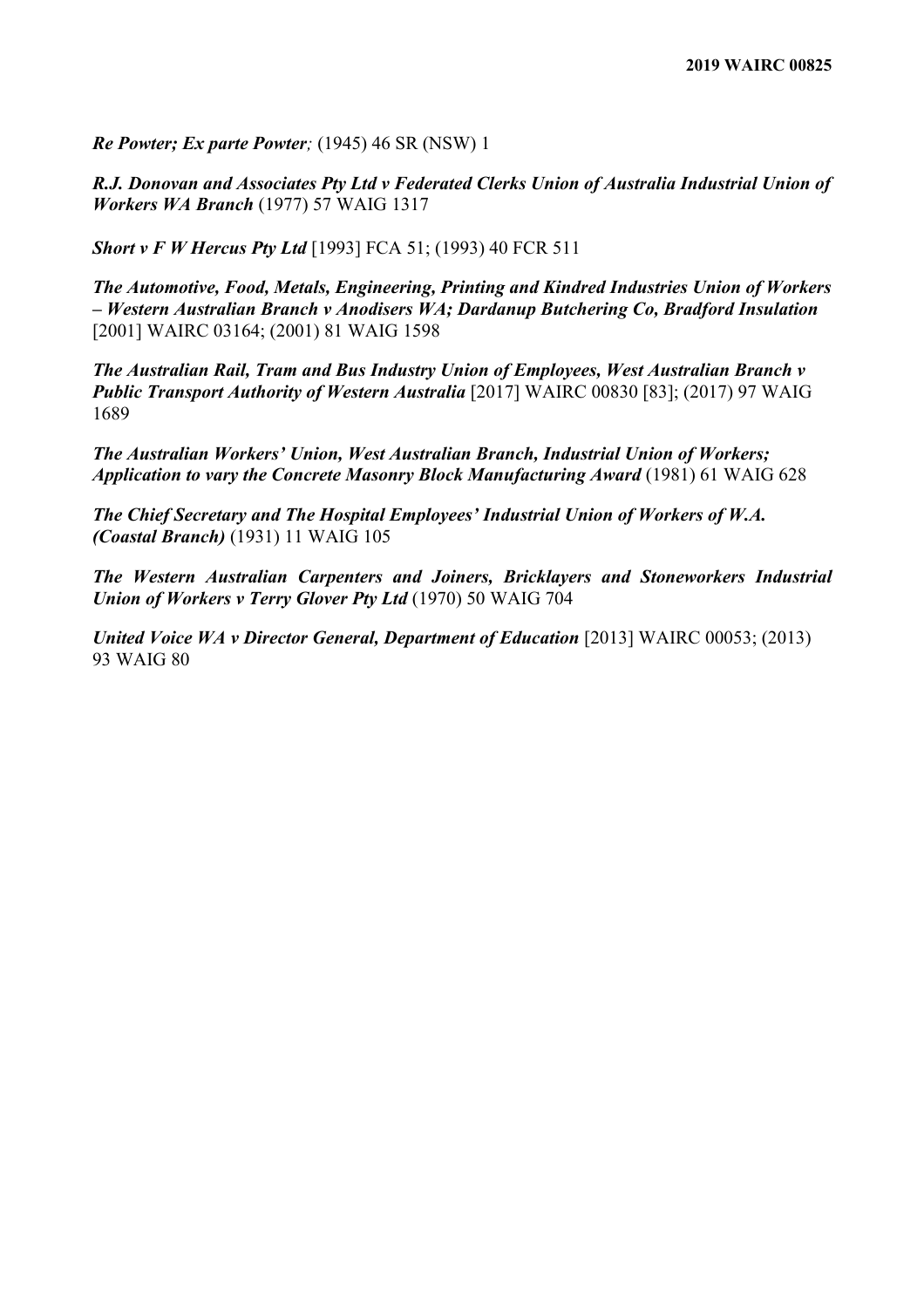***Re Powter; Ex parte Powter;*** (1945) 46 SR (NSW) 1

***R.J. Donovan and Associates Pty Ltd v Federated Clerks Union of Australia Industrial Union of Workers WA Branch*** (1977) 57 WAIG 1317

***Short v F W Hercus Pty Ltd*** [1993] FCA 51; (1993) 40 FCR 511

***The Automotive, Food, Metals, Engineering, Printing and Kindred Industries Union of Workers – Western Australian Branch v Anodisers WA; Dardanup Butchering Co, Bradford Insulation*** [2001] WAIRC 03164; (2001) 81 WAIG 1598

***The Australian Rail, Tram and Bus Industry Union of Employees, West Australian Branch v Public Transport Authority of Western Australia*** [2017] WAIRC 00830 [83]; (2017) 97 WAIG 1689

***The Australian Workers' Union, West Australian Branch, Industrial Union of Workers; Application to vary the Concrete Masonry Block Manufacturing Award*** (1981) 61 WAIG 628

***The Chief Secretary and The Hospital Employees' Industrial Union of Workers of W.A. (Coastal Branch)*** (1931) 11 WAIG 105

***The Western Australian Carpenters and Joiners, Bricklayers and Stoneworkers Industrial Union of Workers v Terry Glover Pty Ltd*** (1970) 50 WAIG 704

***United Voice WA v Director General, Department of Education*** [2013] WAIRC 00053; (2013) 93 WAIG 80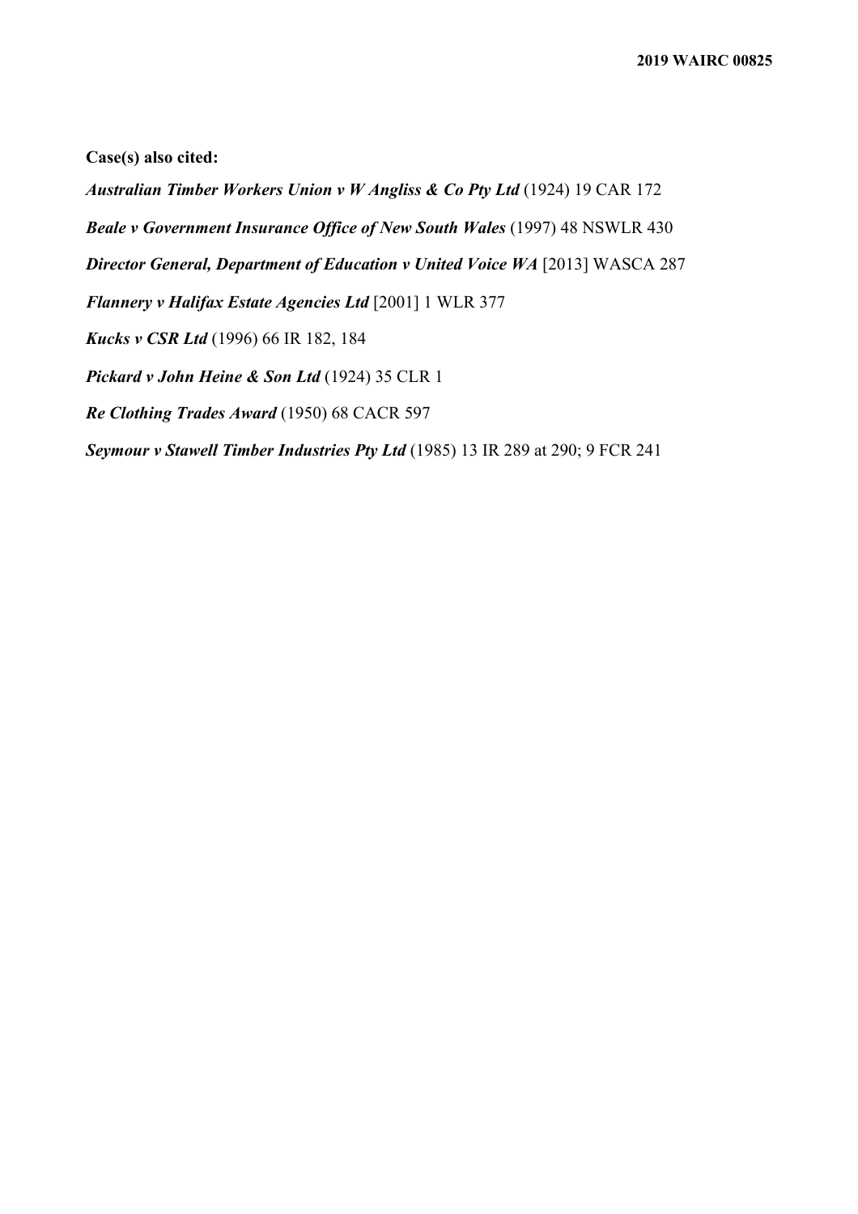**Case(s) also cited:**

***Australian Timber Workers Union v W Angliss & Co Pty Ltd*** (1924) 19 CAR 172

***Beale v Government Insurance Office of New South Wales*** (1997) 48 NSWLR 430

***Director General, Department of Education v United Voice WA*** [2013] WASCA 287

***Flannery v Halifax Estate Agencies Ltd*** [2001] 1 WLR 377

***Kucks v CSR Ltd*** (1996) 66 IR 182, 184

***Pickard v John Heine & Son Ltd*** (1924) 35 CLR 1

***Re Clothing Trades Award*** (1950) 68 CACR 597

***Seymour v Stawell Timber Industries Pty Ltd*** (1985) 13 IR 289 at 290; 9 FCR 241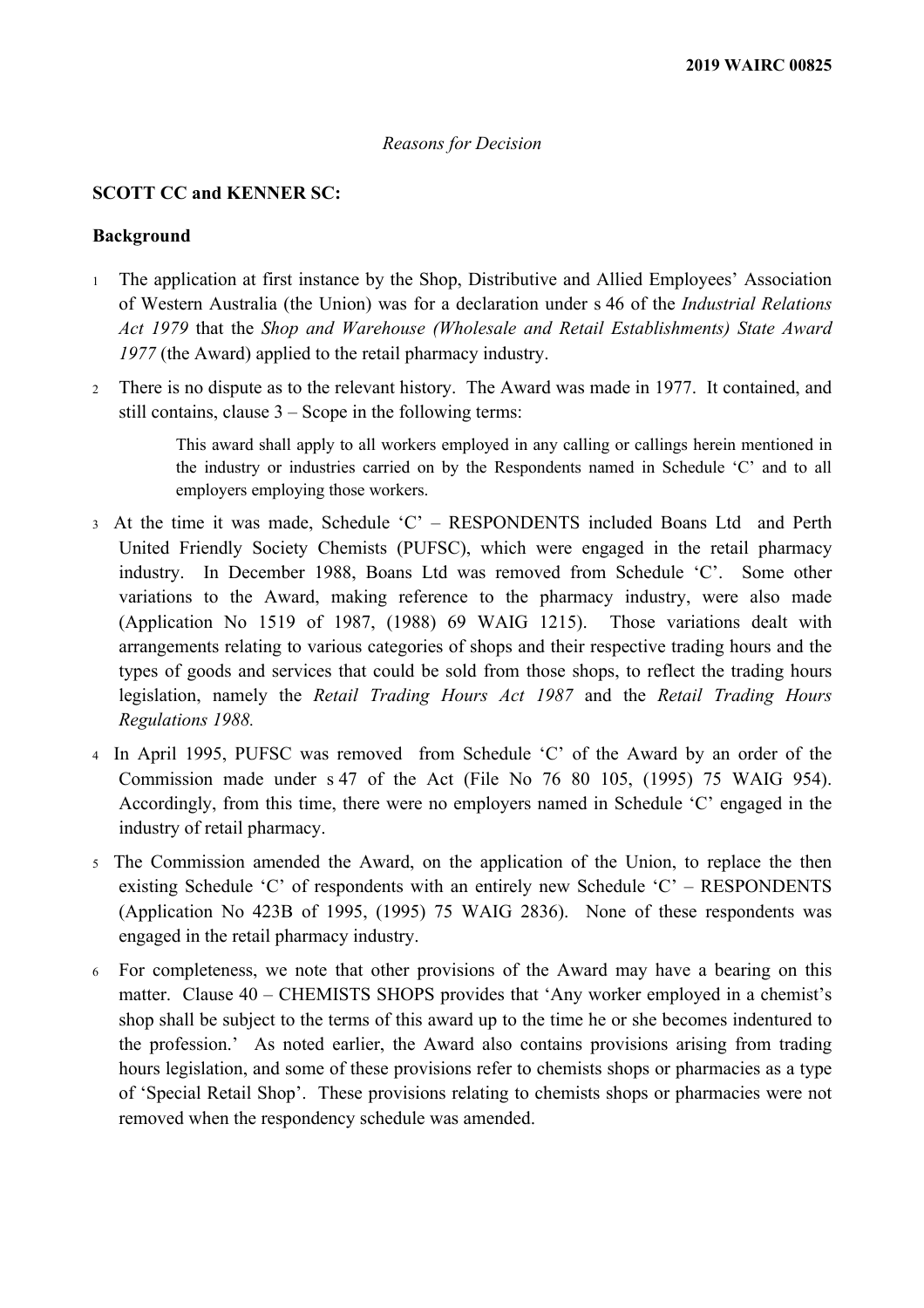*Reasons for Decision*

**SCOTT CC and KENNER SC:**

**Background**

1 The application at first instance by the Shop, Distributive and Allied Employees' Association of Western Australia (the Union) was for a declaration under s 46 of the *Industrial Relations Act 1979* that the *Shop and Warehouse (Wholesale and Retail Establishments) State Award 1977* (the Award) applied to the retail pharmacy industry.

2 There is no dispute as to the relevant history. The Award was made in 1977. It contained, and still contains, clause 3 – Scope in the following terms:

> This award shall apply to all workers employed in any calling or callings herein mentioned in the industry or industries carried on by the Respondents named in Schedule 'C' and to all employers employing those workers.

3 At the time it was made, Schedule 'C' – RESPONDENTS included Boans Ltd and Perth United Friendly Society Chemists (PUFSC), which were engaged in the retail pharmacy industry. In December 1988, Boans Ltd was removed from Schedule 'C'. Some other variations to the Award, making reference to the pharmacy industry, were also made (Application No 1519 of 1987, (1988) 69 WAIG 1215). Those variations dealt with arrangements relating to various categories of shops and their respective trading hours and the types of goods and services that could be sold from those shops, to reflect the trading hours legislation, namely the *Retail Trading Hours Act 1987* and the *Retail Trading Hours Regulations 1988.*

4 In April 1995, PUFSC was removed from Schedule 'C' of the Award by an order of the Commission made under s 47 of the Act (File No 76 80 105, (1995) 75 WAIG 954). Accordingly, from this time, there were no employers named in Schedule 'C' engaged in the industry of retail pharmacy.

5 The Commission amended the Award, on the application of the Union, to replace the then existing Schedule 'C' of respondents with an entirely new Schedule 'C' – RESPONDENTS (Application No 423B of 1995, (1995) 75 WAIG 2836). None of these respondents was engaged in the retail pharmacy industry.

6 For completeness, we note that other provisions of the Award may have a bearing on this matter. Clause 40 – CHEMISTS SHOPS provides that 'Any worker employed in a chemist's shop shall be subject to the terms of this award up to the time he or she becomes indentured to the profession.' As noted earlier, the Award also contains provisions arising from trading hours legislation, and some of these provisions refer to chemists shops or pharmacies as a type of 'Special Retail Shop'. These provisions relating to chemists shops or pharmacies were not removed when the respondency schedule was amended.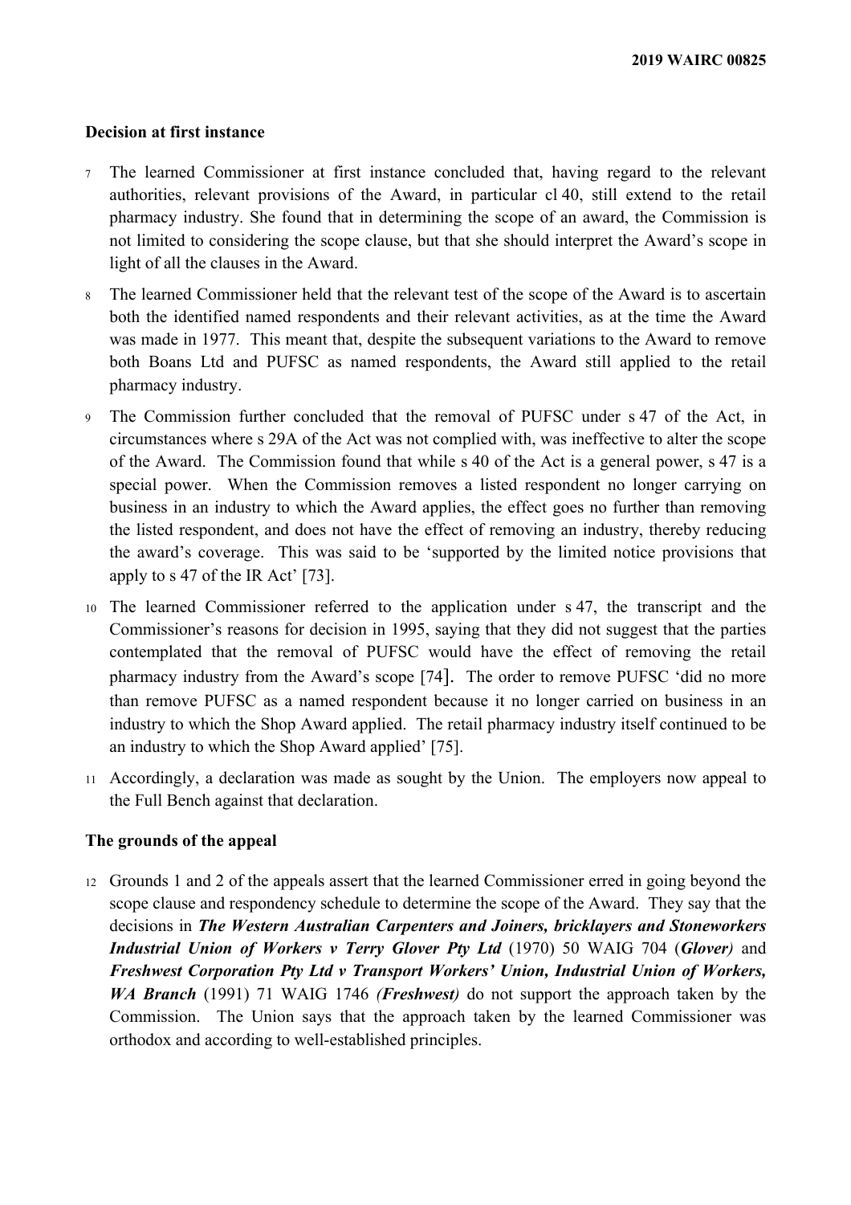**Decision at first instance**

7 The learned Commissioner at first instance concluded that, having regard to the relevant authorities, relevant provisions of the Award, in particular cl 40, still extend to the retail pharmacy industry. She found that in determining the scope of an award, the Commission is not limited to considering the scope clause, but that she should interpret the Award's scope in light of all the clauses in the Award.

8 The learned Commissioner held that the relevant test of the scope of the Award is to ascertain both the identified named respondents and their relevant activities, as at the time the Award was made in 1977. This meant that, despite the subsequent variations to the Award to remove both Boans Ltd and PUFSC as named respondents, the Award still applied to the retail pharmacy industry.

9 The Commission further concluded that the removal of PUFSC under s 47 of the Act, in circumstances where s 29A of the Act was not complied with, was ineffective to alter the scope of the Award. The Commission found that while s 40 of the Act is a general power, s 47 is a special power. When the Commission removes a listed respondent no longer carrying on business in an industry to which the Award applies, the effect goes no further than removing the listed respondent, and does not have the effect of removing an industry, thereby reducing the award's coverage. This was said to be 'supported by the limited notice provisions that apply to s 47 of the IR Act' [73].

10 The learned Commissioner referred to the application under s 47, the transcript and the Commissioner's reasons for decision in 1995, saying that they did not suggest that the parties contemplated that the removal of PUFSC would have the effect of removing the retail pharmacy industry from the Award's scope [74]. The order to remove PUFSC 'did no more than remove PUFSC as a named respondent because it no longer carried on business in an industry to which the Shop Award applied. The retail pharmacy industry itself continued to be an industry to which the Shop Award applied' [75].

11 Accordingly, a declaration was made as sought by the Union. The employers now appeal to the Full Bench against that declaration.

**The grounds of the appeal**

12 Grounds 1 and 2 of the appeals assert that the learned Commissioner erred in going beyond the scope clause and respondency schedule to determine the scope of the Award. They say that the decisions in ***The Western Australian Carpenters and Joiners, bricklayers and Stoneworkers Industrial Union of Workers v Terry Glover Pty Ltd*** (1970) 50 WAIG 704 (***Glover)*** and ***Freshwest Corporation Pty Ltd v Transport Workers' Union, Industrial Union of Workers, WA Branch*** (1991) 71 WAIG 1746 ***(Freshwest)*** do not support the approach taken by the Commission. The Union says that the approach taken by the learned Commissioner was orthodox and according to well-established principles.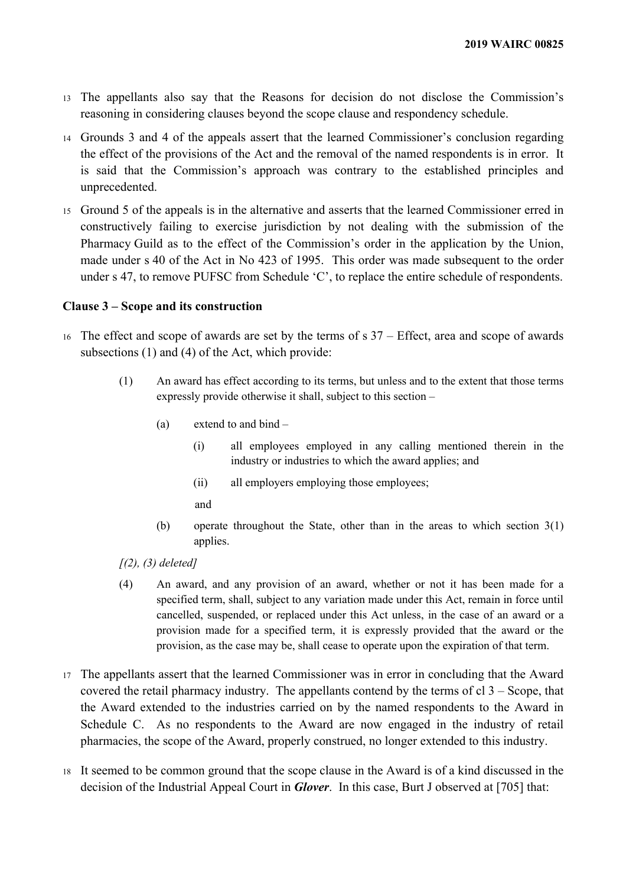13 The appellants also say that the Reasons for decision do not disclose the Commission's reasoning in considering clauses beyond the scope clause and respondency schedule.

14 Grounds 3 and 4 of the appeals assert that the learned Commissioner's conclusion regarding the effect of the provisions of the Act and the removal of the named respondents is in error. It is said that the Commission's approach was contrary to the established principles and unprecedented.

15 Ground 5 of the appeals is in the alternative and asserts that the learned Commissioner erred in constructively failing to exercise jurisdiction by not dealing with the submission of the Pharmacy Guild as to the effect of the Commission's order in the application by the Union, made under s 40 of the Act in No 423 of 1995. This order was made subsequent to the order under s 47, to remove PUFSC from Schedule 'C', to replace the entire schedule of respondents.

### Clause 3 – Scope and its construction

16 The effect and scope of awards are set by the terms of s 37 – Effect, area and scope of awards subsections (1) and (4) of the Act, which provide:

> (1) An award has effect according to its terms, but unless and to the extent that those terms expressly provide otherwise it shall, subject to this section –
>
> (a) extend to and bind –
>
> (i) all employees employed in any calling mentioned therein in the industry or industries to which the award applies; and
>
> (ii) all employers employing those employees;
>
> and
>
> (b) operate throughout the State, other than in the areas to which section 3(1) applies.
>
> *[(2), (3) deleted]*
>
> (4) An award, and any provision of an award, whether or not it has been made for a specified term, shall, subject to any variation made under this Act, remain in force until cancelled, suspended, or replaced under this Act unless, in the case of an award or a provision made for a specified term, it is expressly provided that the award or the provision, as the case may be, shall cease to operate upon the expiration of that term.

17 The appellants assert that the learned Commissioner was in error in concluding that the Award covered the retail pharmacy industry. The appellants contend by the terms of cl 3 – Scope, that the Award extended to the industries carried on by the named respondents to the Award in Schedule C. As no respondents to the Award are now engaged in the industry of retail pharmacies, the scope of the Award, properly construed, no longer extended to this industry.

18 It seemed to be common ground that the scope clause in the Award is of a kind discussed in the decision of the Industrial Appeal Court in ***Glover***. In this case, Burt J observed at [705] that: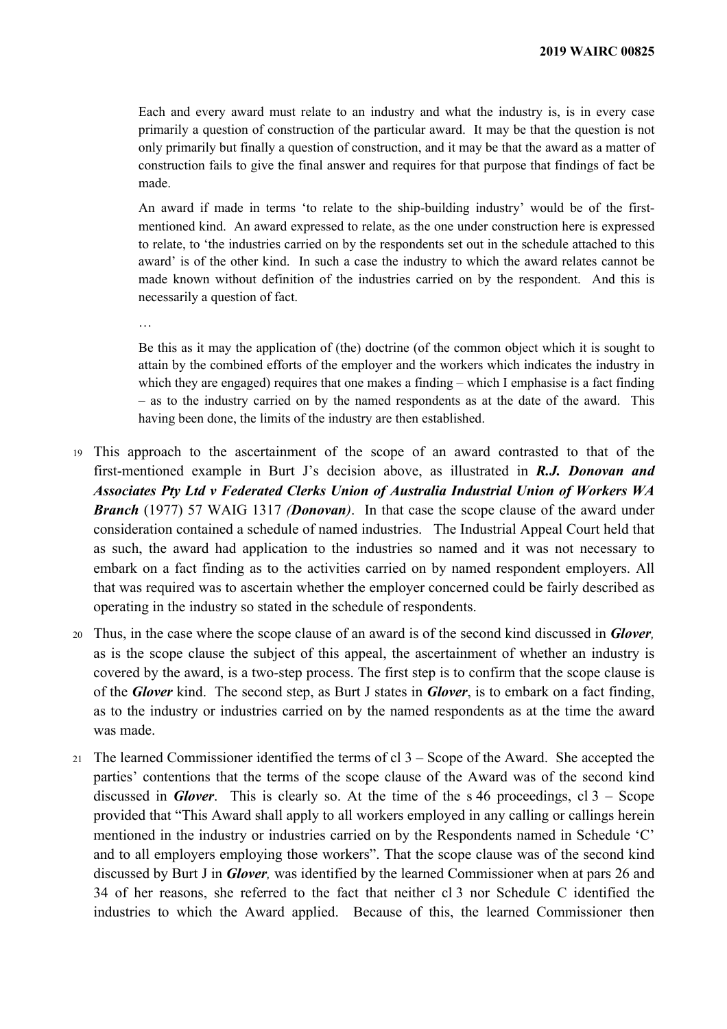> Each and every award must relate to an industry and what the industry is, is in every case primarily a question of construction of the particular award. It may be that the question is not only primarily but finally a question of construction, and it may be that the award as a matter of construction fails to give the final answer and requires for that purpose that findings of fact be made.
>
> An award if made in terms 'to relate to the ship-building industry' would be of the first-mentioned kind. An award expressed to relate, as the one under construction here is expressed to relate, to 'the industries carried on by the respondents set out in the schedule attached to this award' is of the other kind. In such a case the industry to which the award relates cannot be made known without definition of the industries carried on by the respondent. And this is necessarily a question of fact.
>
> …
>
> Be this as it may the application of (the) doctrine (of the common object which it is sought to attain by the combined efforts of the employer and the workers which indicates the industry in which they are engaged) requires that one makes a finding – which I emphasise is a fact finding – as to the industry carried on by the named respondents as at the date of the award. This having been done, the limits of the industry are then established.

19 This approach to the ascertainment of the scope of an award contrasted to that of the first-mentioned example in Burt J's decision above, as illustrated in ***R.J. Donovan and Associates Pty Ltd v Federated Clerks Union of Australia Industrial Union of Workers WA Branch*** (1977) 57 WAIG 1317 ***(Donovan)***. In that case the scope clause of the award under consideration contained a schedule of named industries. The Industrial Appeal Court held that as such, the award had application to the industries so named and it was not necessary to embark on a fact finding as to the activities carried on by named respondent employers. All that was required was to ascertain whether the employer concerned could be fairly described as operating in the industry so stated in the schedule of respondents.

20 Thus, in the case where the scope clause of an award is of the second kind discussed in ***Glover,*** as is the scope clause the subject of this appeal, the ascertainment of whether an industry is covered by the award, is a two-step process. The first step is to confirm that the scope clause is of the ***Glover*** kind. The second step, as Burt J states in ***Glover***, is to embark on a fact finding, as to the industry or industries carried on by the named respondents as at the time the award was made.

21 The learned Commissioner identified the terms of cl 3 – Scope of the Award. She accepted the parties' contentions that the terms of the scope clause of the Award was of the second kind discussed in ***Glover***. This is clearly so. At the time of the s 46 proceedings, cl 3 – Scope provided that "This Award shall apply to all workers employed in any calling or callings herein mentioned in the industry or industries carried on by the Respondents named in Schedule 'C' and to all employers employing those workers". That the scope clause was of the second kind discussed by Burt J in ***Glover,*** was identified by the learned Commissioner when at pars 26 and 34 of her reasons, she referred to the fact that neither cl 3 nor Schedule C identified the industries to which the Award applied. Because of this, the learned Commissioner then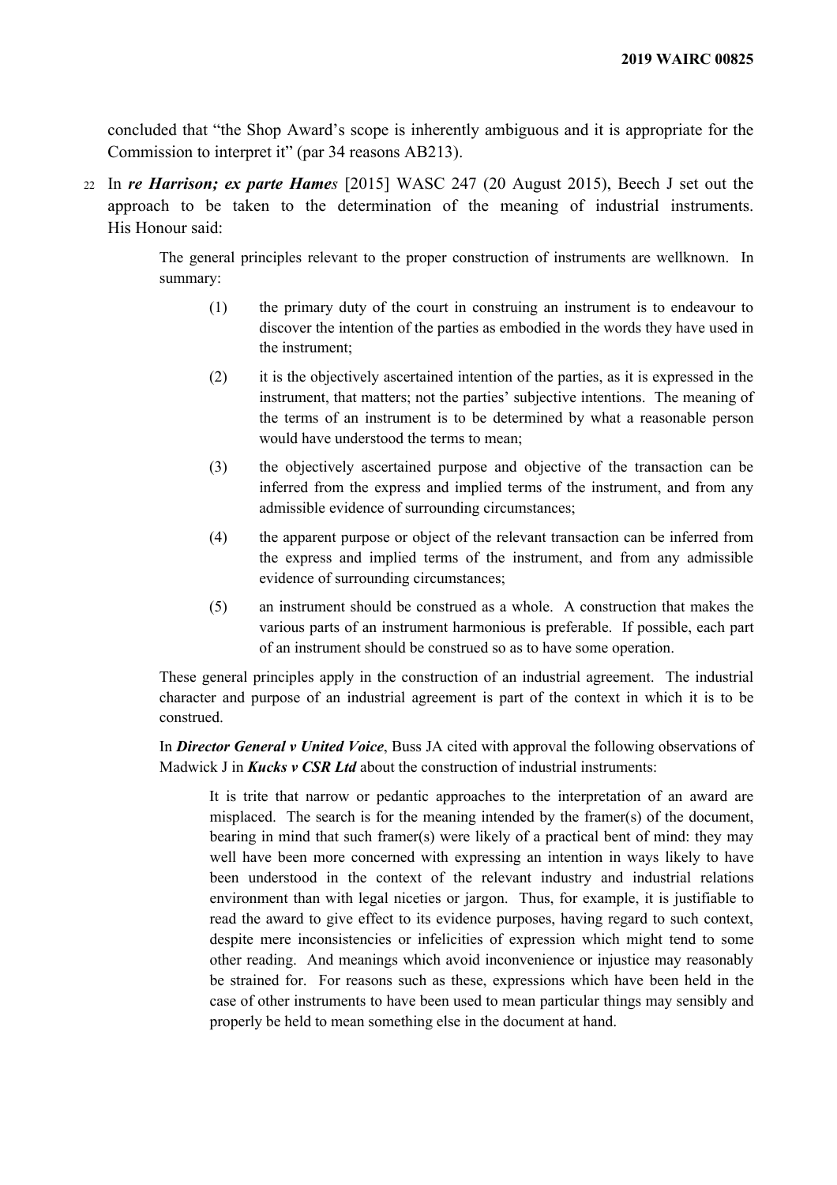concluded that "the Shop Award's scope is inherently ambiguous and it is appropriate for the Commission to interpret it" (par 34 reasons AB213).

22 In ***re Harrison; ex parte Hames*** [2015] WASC 247 (20 August 2015), Beech J set out the approach to be taken to the determination of the meaning of industrial instruments. His Honour said:

> The general principles relevant to the proper construction of instruments are wellknown. In summary:
>
> (1) the primary duty of the court in construing an instrument is to endeavour to discover the intention of the parties as embodied in the words they have used in the instrument;
>
> (2) it is the objectively ascertained intention of the parties, as it is expressed in the instrument, that matters; not the parties' subjective intentions. The meaning of the terms of an instrument is to be determined by what a reasonable person would have understood the terms to mean;
>
> (3) the objectively ascertained purpose and objective of the transaction can be inferred from the express and implied terms of the instrument, and from any admissible evidence of surrounding circumstances;
>
> (4) the apparent purpose or object of the relevant transaction can be inferred from the express and implied terms of the instrument, and from any admissible evidence of surrounding circumstances;
>
> (5) an instrument should be construed as a whole. A construction that makes the various parts of an instrument harmonious is preferable. If possible, each part of an instrument should be construed so as to have some operation.
>
> These general principles apply in the construction of an industrial agreement. The industrial character and purpose of an industrial agreement is part of the context in which it is to be construed.
>
> In ***Director General v United Voice***, Buss JA cited with approval the following observations of Madwick J in ***Kucks v CSR Ltd*** about the construction of industrial instruments:
>
>> It is trite that narrow or pedantic approaches to the interpretation of an award are misplaced. The search is for the meaning intended by the framer(s) of the document, bearing in mind that such framer(s) were likely of a practical bent of mind: they may well have been more concerned with expressing an intention in ways likely to have been understood in the context of the relevant industry and industrial relations environment than with legal niceties or jargon. Thus, for example, it is justifiable to read the award to give effect to its evidence purposes, having regard to such context, despite mere inconsistencies or infelicities of expression which might tend to some other reading. And meanings which avoid inconvenience or injustice may reasonably be strained for. For reasons such as these, expressions which have been held in the case of other instruments to have been used to mean particular things may sensibly and properly be held to mean something else in the document at hand.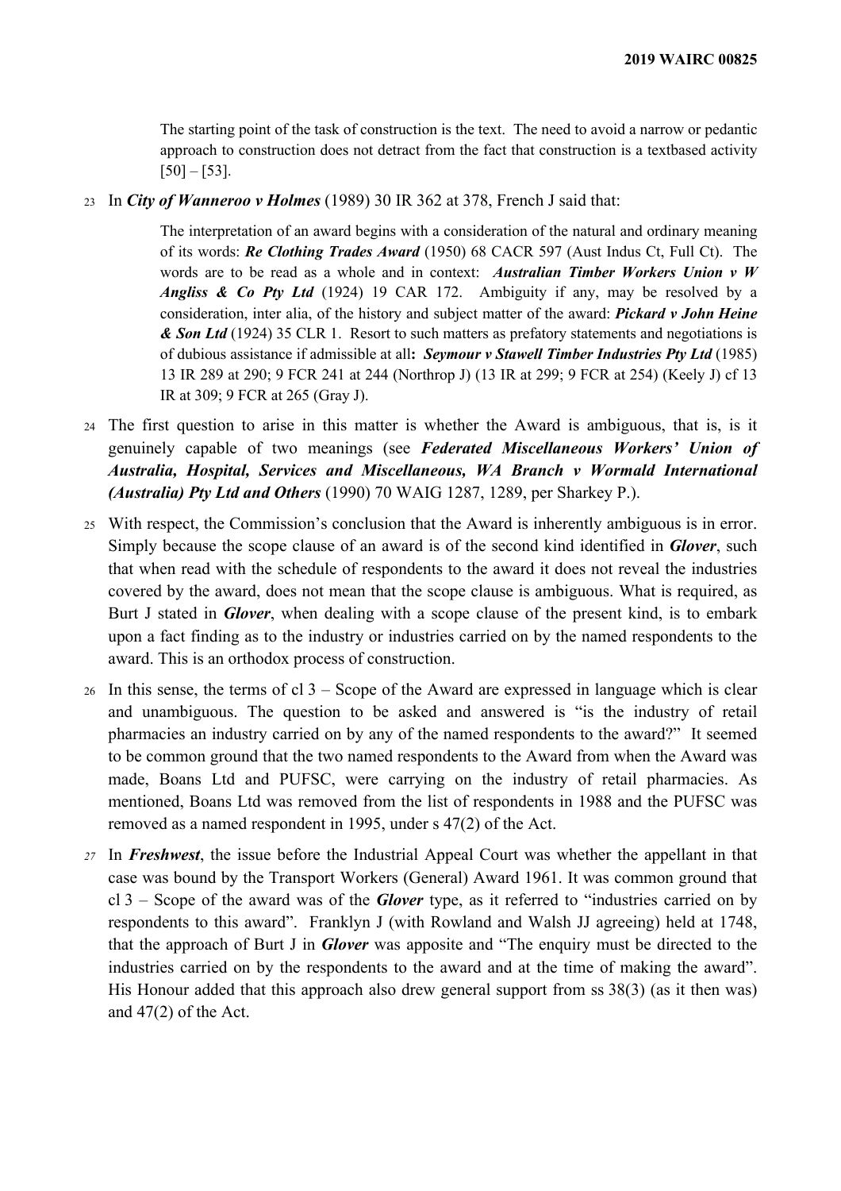> The starting point of the task of construction is the text. The need to avoid a narrow or pedantic approach to construction does not detract from the fact that construction is a textbased activity [50] – [53].

23 In ***City of Wanneroo v Holmes*** (1989) 30 IR 362 at 378, French J said that:

> The interpretation of an award begins with a consideration of the natural and ordinary meaning of its words: ***Re Clothing Trades Award*** (1950) 68 CACR 597 (Aust Indus Ct, Full Ct). The words are to be read as a whole and in context: ***Australian Timber Workers Union v W Angliss & Co Pty Ltd*** (1924) 19 CAR 172. Ambiguity if any, may be resolved by a consideration, inter alia, of the history and subject matter of the award: ***Pickard v John Heine & Son Ltd*** (1924) 35 CLR 1. Resort to such matters as prefatory statements and negotiations is of dubious assistance if admissible at all**:** ***Seymour v Stawell Timber Industries Pty Ltd*** (1985) 13 IR 289 at 290; 9 FCR 241 at 244 (Northrop J) (13 IR at 299; 9 FCR at 254) (Keely J) cf 13 IR at 309; 9 FCR at 265 (Gray J).

24 The first question to arise in this matter is whether the Award is ambiguous, that is, is it genuinely capable of two meanings (see ***Federated Miscellaneous Workers' Union of Australia, Hospital, Services and Miscellaneous, WA Branch v Wormald International (Australia) Pty Ltd and Others*** (1990) 70 WAIG 1287, 1289, per Sharkey P.).

25 With respect, the Commission's conclusion that the Award is inherently ambiguous is in error. Simply because the scope clause of an award is of the second kind identified in ***Glover***, such that when read with the schedule of respondents to the award it does not reveal the industries covered by the award, does not mean that the scope clause is ambiguous. What is required, as Burt J stated in ***Glover***, when dealing with a scope clause of the present kind, is to embark upon a fact finding as to the industry or industries carried on by the named respondents to the award. This is an orthodox process of construction.

26 In this sense, the terms of cl 3 – Scope of the Award are expressed in language which is clear and unambiguous. The question to be asked and answered is "is the industry of retail pharmacies an industry carried on by any of the named respondents to the award?" It seemed to be common ground that the two named respondents to the Award from when the Award was made, Boans Ltd and PUFSC, were carrying on the industry of retail pharmacies. As mentioned, Boans Ltd was removed from the list of respondents in 1988 and the PUFSC was removed as a named respondent in 1995, under s 47(2) of the Act.

27 In ***Freshwest***, the issue before the Industrial Appeal Court was whether the appellant in that case was bound by the Transport Workers (General) Award 1961. It was common ground that cl 3 – Scope of the award was of the ***Glover*** type, as it referred to "industries carried on by respondents to this award". Franklyn J (with Rowland and Walsh JJ agreeing) held at 1748, that the approach of Burt J in ***Glover*** was apposite and "The enquiry must be directed to the industries carried on by the respondents to the award and at the time of making the award". His Honour added that this approach also drew general support from ss 38(3) (as it then was) and 47(2) of the Act.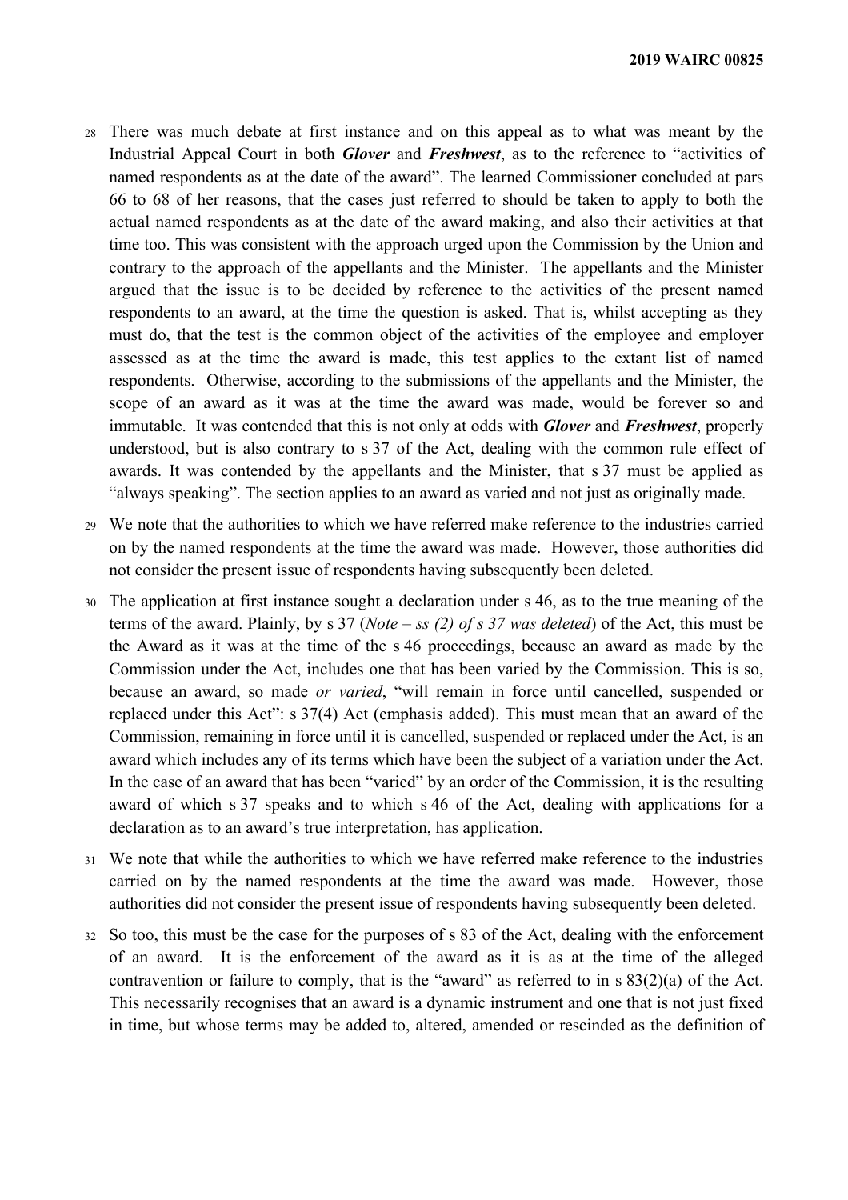28 There was much debate at first instance and on this appeal as to what was meant by the Industrial Appeal Court in both ***Glover*** and ***Freshwest***, as to the reference to "activities of named respondents as at the date of the award". The learned Commissioner concluded at pars 66 to 68 of her reasons, that the cases just referred to should be taken to apply to both the actual named respondents as at the date of the award making, and also their activities at that time too. This was consistent with the approach urged upon the Commission by the Union and contrary to the approach of the appellants and the Minister. The appellants and the Minister argued that the issue is to be decided by reference to the activities of the present named respondents to an award, at the time the question is asked. That is, whilst accepting as they must do, that the test is the common object of the activities of the employee and employer assessed as at the time the award is made, this test applies to the extant list of named respondents. Otherwise, according to the submissions of the appellants and the Minister, the scope of an award as it was at the time the award was made, would be forever so and immutable. It was contended that this is not only at odds with ***Glover*** and ***Freshwest***, properly understood, but is also contrary to s 37 of the Act, dealing with the common rule effect of awards. It was contended by the appellants and the Minister, that s 37 must be applied as "always speaking". The section applies to an award as varied and not just as originally made.

29 We note that the authorities to which we have referred make reference to the industries carried on by the named respondents at the time the award was made. However, those authorities did not consider the present issue of respondents having subsequently been deleted.

30 The application at first instance sought a declaration under s 46, as to the true meaning of the terms of the award. Plainly, by s 37 (*Note – ss (2) of s 37 was deleted*) of the Act, this must be the Award as it was at the time of the s 46 proceedings, because an award as made by the Commission under the Act, includes one that has been varied by the Commission. This is so, because an award, so made *or varied*, "will remain in force until cancelled, suspended or replaced under this Act": s 37(4) Act (emphasis added). This must mean that an award of the Commission, remaining in force until it is cancelled, suspended or replaced under the Act, is an award which includes any of its terms which have been the subject of a variation under the Act. In the case of an award that has been "varied" by an order of the Commission, it is the resulting award of which s 37 speaks and to which s 46 of the Act, dealing with applications for a declaration as to an award's true interpretation, has application.

31 We note that while the authorities to which we have referred make reference to the industries carried on by the named respondents at the time the award was made. However, those authorities did not consider the present issue of respondents having subsequently been deleted.

32 So too, this must be the case for the purposes of s 83 of the Act, dealing with the enforcement of an award. It is the enforcement of the award as it is as at the time of the alleged contravention or failure to comply, that is the "award" as referred to in s 83(2)(a) of the Act. This necessarily recognises that an award is a dynamic instrument and one that is not just fixed in time, but whose terms may be added to, altered, amended or rescinded as the definition of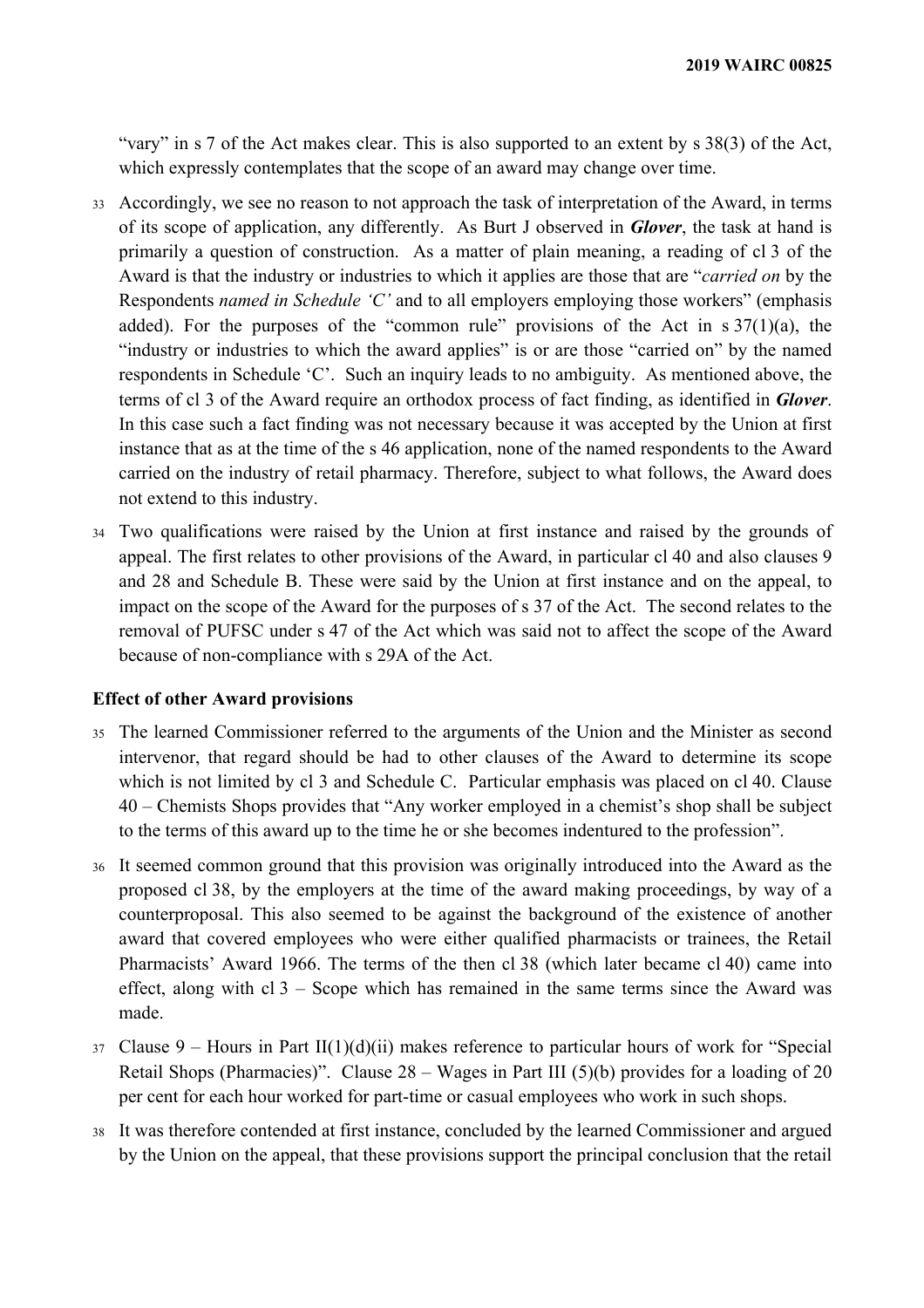"vary" in s 7 of the Act makes clear. This is also supported to an extent by s 38(3) of the Act, which expressly contemplates that the scope of an award may change over time.

33 Accordingly, we see no reason to not approach the task of interpretation of the Award, in terms of its scope of application, any differently. As Burt J observed in ***Glover***, the task at hand is primarily a question of construction. As a matter of plain meaning, a reading of cl 3 of the Award is that the industry or industries to which it applies are those that are "*carried on* by the Respondents *named in Schedule 'C'* and to all employers employing those workers" (emphasis added). For the purposes of the "common rule" provisions of the Act in s 37(1)(a), the "industry or industries to which the award applies" is or are those "carried on" by the named respondents in Schedule 'C'. Such an inquiry leads to no ambiguity. As mentioned above, the terms of cl 3 of the Award require an orthodox process of fact finding, as identified in ***Glover***. In this case such a fact finding was not necessary because it was accepted by the Union at first instance that as at the time of the s 46 application, none of the named respondents to the Award carried on the industry of retail pharmacy. Therefore, subject to what follows, the Award does not extend to this industry.

34 Two qualifications were raised by the Union at first instance and raised by the grounds of appeal. The first relates to other provisions of the Award, in particular cl 40 and also clauses 9 and 28 and Schedule B. These were said by the Union at first instance and on the appeal, to impact on the scope of the Award for the purposes of s 37 of the Act. The second relates to the removal of PUFSC under s 47 of the Act which was said not to affect the scope of the Award because of non-compliance with s 29A of the Act.

**Effect of other Award provisions**

35 The learned Commissioner referred to the arguments of the Union and the Minister as second intervenor, that regard should be had to other clauses of the Award to determine its scope which is not limited by cl 3 and Schedule C. Particular emphasis was placed on cl 40. Clause 40 – Chemists Shops provides that "Any worker employed in a chemist's shop shall be subject to the terms of this award up to the time he or she becomes indentured to the profession".

36 It seemed common ground that this provision was originally introduced into the Award as the proposed cl 38, by the employers at the time of the award making proceedings, by way of a counterproposal. This also seemed to be against the background of the existence of another award that covered employees who were either qualified pharmacists or trainees, the Retail Pharmacists' Award 1966. The terms of the then cl 38 (which later became cl 40) came into effect, along with cl 3 – Scope which has remained in the same terms since the Award was made.

37 Clause 9 – Hours in Part II(1)(d)(ii) makes reference to particular hours of work for "Special Retail Shops (Pharmacies)". Clause 28 – Wages in Part III (5)(b) provides for a loading of 20 per cent for each hour worked for part-time or casual employees who work in such shops.

38 It was therefore contended at first instance, concluded by the learned Commissioner and argued by the Union on the appeal, that these provisions support the principal conclusion that the retail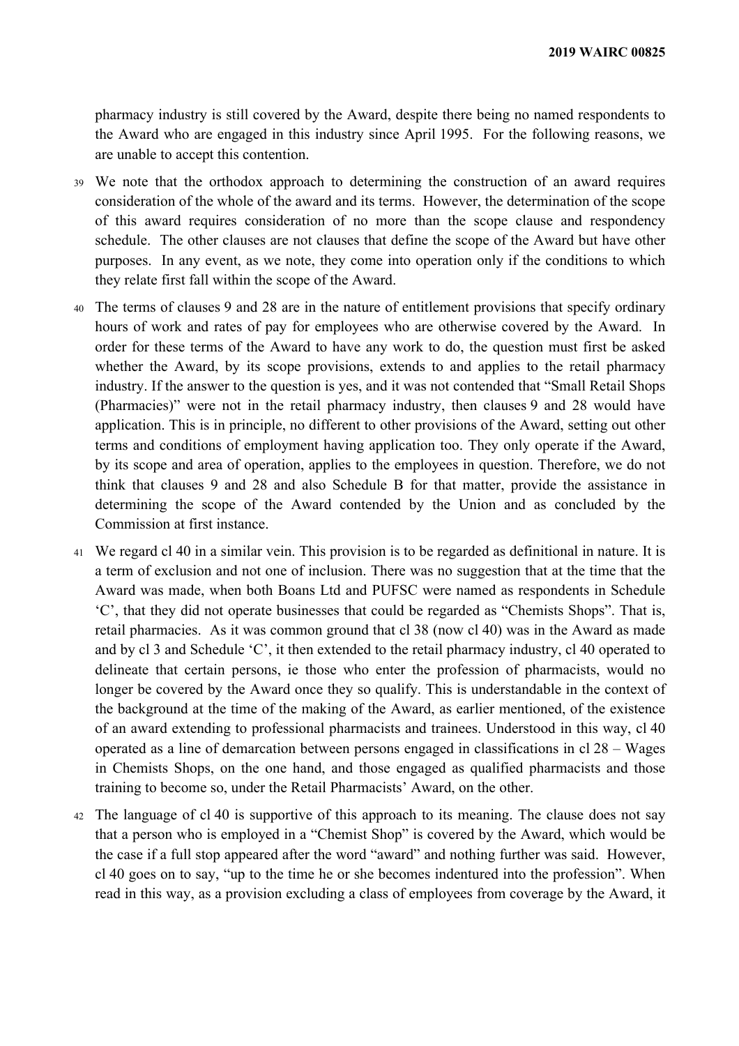pharmacy industry is still covered by the Award, despite there being no named respondents to the Award who are engaged in this industry since April 1995. For the following reasons, we are unable to accept this contention.

39 We note that the orthodox approach to determining the construction of an award requires consideration of the whole of the award and its terms. However, the determination of the scope of this award requires consideration of no more than the scope clause and respondency schedule. The other clauses are not clauses that define the scope of the Award but have other purposes. In any event, as we note, they come into operation only if the conditions to which they relate first fall within the scope of the Award.

40 The terms of clauses 9 and 28 are in the nature of entitlement provisions that specify ordinary hours of work and rates of pay for employees who are otherwise covered by the Award. In order for these terms of the Award to have any work to do, the question must first be asked whether the Award, by its scope provisions, extends to and applies to the retail pharmacy industry. If the answer to the question is yes, and it was not contended that "Small Retail Shops (Pharmacies)" were not in the retail pharmacy industry, then clauses 9 and 28 would have application. This is in principle, no different to other provisions of the Award, setting out other terms and conditions of employment having application too. They only operate if the Award, by its scope and area of operation, applies to the employees in question. Therefore, we do not think that clauses 9 and 28 and also Schedule B for that matter, provide the assistance in determining the scope of the Award contended by the Union and as concluded by the Commission at first instance.

41 We regard cl 40 in a similar vein. This provision is to be regarded as definitional in nature. It is a term of exclusion and not one of inclusion. There was no suggestion that at the time that the Award was made, when both Boans Ltd and PUFSC were named as respondents in Schedule 'C', that they did not operate businesses that could be regarded as "Chemists Shops". That is, retail pharmacies. As it was common ground that cl 38 (now cl 40) was in the Award as made and by cl 3 and Schedule 'C', it then extended to the retail pharmacy industry, cl 40 operated to delineate that certain persons, ie those who enter the profession of pharmacists, would no longer be covered by the Award once they so qualify. This is understandable in the context of the background at the time of the making of the Award, as earlier mentioned, of the existence of an award extending to professional pharmacists and trainees. Understood in this way, cl 40 operated as a line of demarcation between persons engaged in classifications in cl 28 – Wages in Chemists Shops, on the one hand, and those engaged as qualified pharmacists and those training to become so, under the Retail Pharmacists' Award, on the other.

42 The language of cl 40 is supportive of this approach to its meaning. The clause does not say that a person who is employed in a "Chemist Shop" is covered by the Award, which would be the case if a full stop appeared after the word "award" and nothing further was said. However, cl 40 goes on to say, "up to the time he or she becomes indentured into the profession". When read in this way, as a provision excluding a class of employees from coverage by the Award, it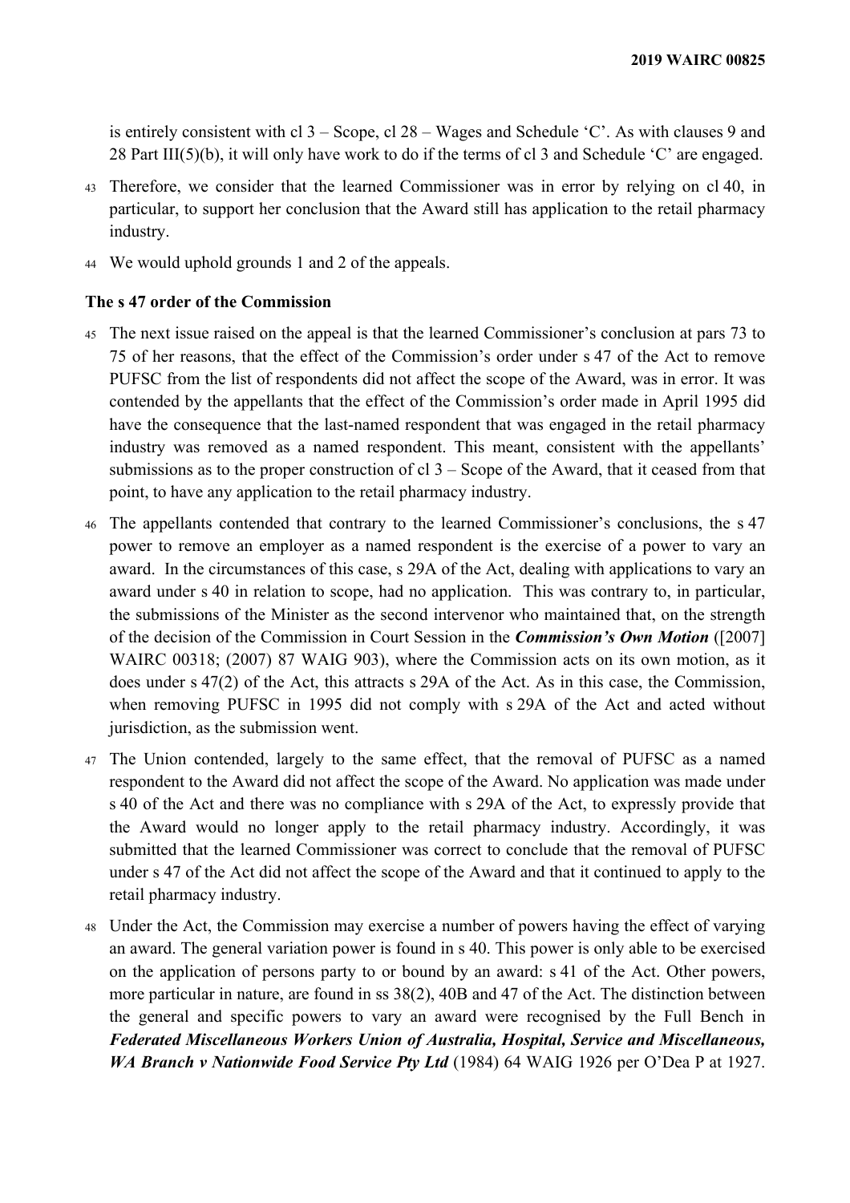is entirely consistent with cl 3 – Scope, cl 28 – Wages and Schedule 'C'. As with clauses 9 and 28 Part III(5)(b), it will only have work to do if the terms of cl 3 and Schedule 'C' are engaged.

43 Therefore, we consider that the learned Commissioner was in error by relying on cl 40, in particular, to support her conclusion that the Award still has application to the retail pharmacy industry.

44 We would uphold grounds 1 and 2 of the appeals.

**The s 47 order of the Commission**

45 The next issue raised on the appeal is that the learned Commissioner's conclusion at pars 73 to 75 of her reasons, that the effect of the Commission's order under s 47 of the Act to remove PUFSC from the list of respondents did not affect the scope of the Award, was in error. It was contended by the appellants that the effect of the Commission's order made in April 1995 did have the consequence that the last-named respondent that was engaged in the retail pharmacy industry was removed as a named respondent. This meant, consistent with the appellants' submissions as to the proper construction of cl 3 – Scope of the Award, that it ceased from that point, to have any application to the retail pharmacy industry.

46 The appellants contended that contrary to the learned Commissioner's conclusions, the s 47 power to remove an employer as a named respondent is the exercise of a power to vary an award. In the circumstances of this case, s 29A of the Act, dealing with applications to vary an award under s 40 in relation to scope, had no application. This was contrary to, in particular, the submissions of the Minister as the second intervenor who maintained that, on the strength of the decision of the Commission in Court Session in the ***Commission's Own Motion*** ([2007] WAIRC 00318; (2007) 87 WAIG 903), where the Commission acts on its own motion, as it does under s 47(2) of the Act, this attracts s 29A of the Act. As in this case, the Commission, when removing PUFSC in 1995 did not comply with s 29A of the Act and acted without jurisdiction, as the submission went.

47 The Union contended, largely to the same effect, that the removal of PUFSC as a named respondent to the Award did not affect the scope of the Award. No application was made under s 40 of the Act and there was no compliance with s 29A of the Act, to expressly provide that the Award would no longer apply to the retail pharmacy industry. Accordingly, it was submitted that the learned Commissioner was correct to conclude that the removal of PUFSC under s 47 of the Act did not affect the scope of the Award and that it continued to apply to the retail pharmacy industry.

48 Under the Act, the Commission may exercise a number of powers having the effect of varying an award. The general variation power is found in s 40. This power is only able to be exercised on the application of persons party to or bound by an award: s 41 of the Act. Other powers, more particular in nature, are found in ss 38(2), 40B and 47 of the Act. The distinction between the general and specific powers to vary an award were recognised by the Full Bench in ***Federated Miscellaneous Workers Union of Australia, Hospital, Service and Miscellaneous, WA Branch v Nationwide Food Service Pty Ltd*** (1984) 64 WAIG 1926 per O'Dea P at 1927.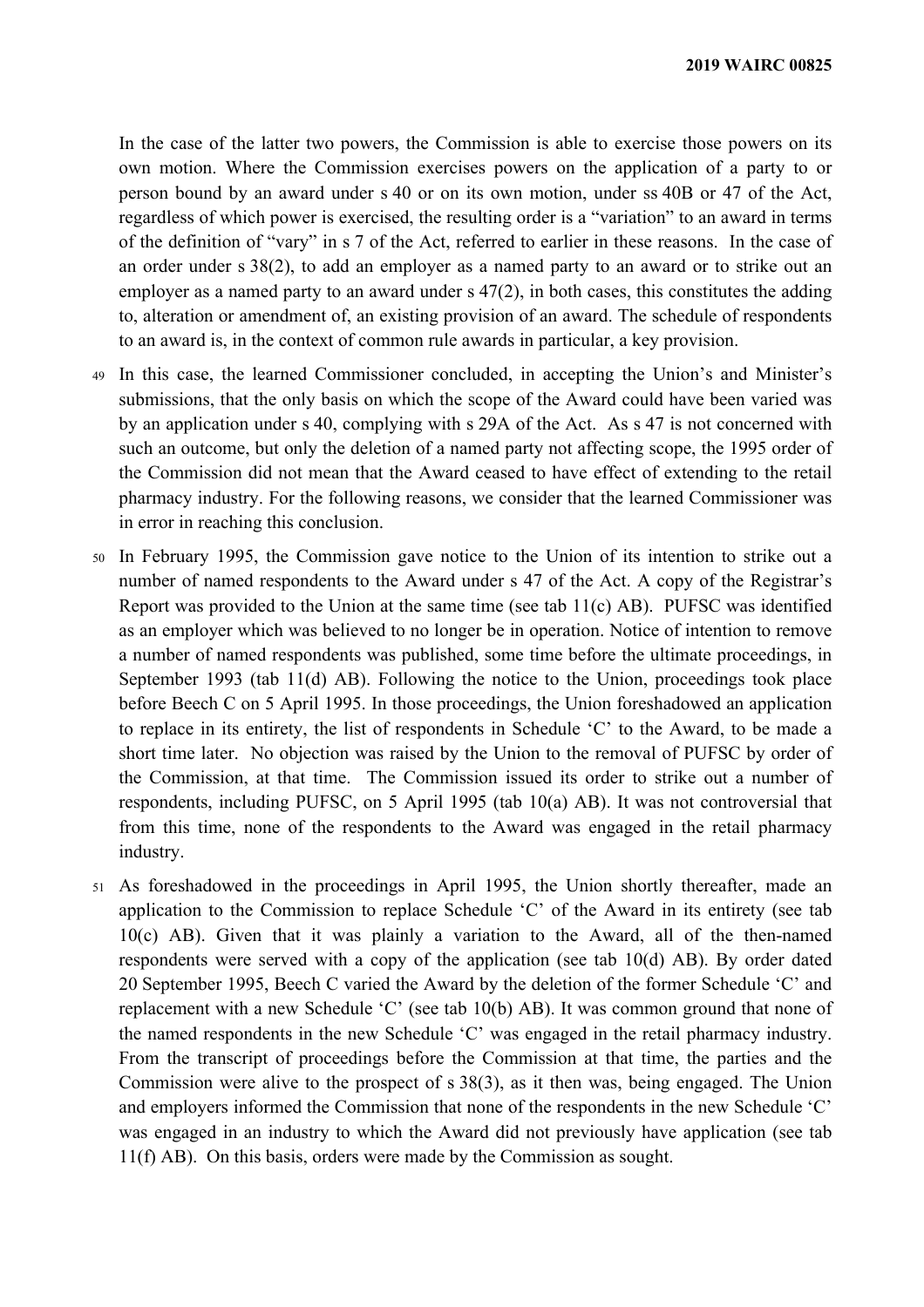In the case of the latter two powers, the Commission is able to exercise those powers on its own motion. Where the Commission exercises powers on the application of a party to or person bound by an award under s 40 or on its own motion, under ss 40B or 47 of the Act, regardless of which power is exercised, the resulting order is a "variation" to an award in terms of the definition of "vary" in s 7 of the Act, referred to earlier in these reasons. In the case of an order under s 38(2), to add an employer as a named party to an award or to strike out an employer as a named party to an award under s 47(2), in both cases, this constitutes the adding to, alteration or amendment of, an existing provision of an award. The schedule of respondents to an award is, in the context of common rule awards in particular, a key provision.

49 In this case, the learned Commissioner concluded, in accepting the Union's and Minister's submissions, that the only basis on which the scope of the Award could have been varied was by an application under s 40, complying with s 29A of the Act. As s 47 is not concerned with such an outcome, but only the deletion of a named party not affecting scope, the 1995 order of the Commission did not mean that the Award ceased to have effect of extending to the retail pharmacy industry. For the following reasons, we consider that the learned Commissioner was in error in reaching this conclusion.

50 In February 1995, the Commission gave notice to the Union of its intention to strike out a number of named respondents to the Award under s 47 of the Act. A copy of the Registrar's Report was provided to the Union at the same time (see tab 11(c) AB). PUFSC was identified as an employer which was believed to no longer be in operation. Notice of intention to remove a number of named respondents was published, some time before the ultimate proceedings, in September 1993 (tab 11(d) AB). Following the notice to the Union, proceedings took place before Beech C on 5 April 1995. In those proceedings, the Union foreshadowed an application to replace in its entirety, the list of respondents in Schedule 'C' to the Award, to be made a short time later. No objection was raised by the Union to the removal of PUFSC by order of the Commission, at that time. The Commission issued its order to strike out a number of respondents, including PUFSC, on 5 April 1995 (tab 10(a) AB). It was not controversial that from this time, none of the respondents to the Award was engaged in the retail pharmacy industry.

51 As foreshadowed in the proceedings in April 1995, the Union shortly thereafter, made an application to the Commission to replace Schedule 'C' of the Award in its entirety (see tab 10(c) AB). Given that it was plainly a variation to the Award, all of the then-named respondents were served with a copy of the application (see tab 10(d) AB). By order dated 20 September 1995, Beech C varied the Award by the deletion of the former Schedule 'C' and replacement with a new Schedule 'C' (see tab 10(b) AB). It was common ground that none of the named respondents in the new Schedule 'C' was engaged in the retail pharmacy industry. From the transcript of proceedings before the Commission at that time, the parties and the Commission were alive to the prospect of s 38(3), as it then was, being engaged. The Union and employers informed the Commission that none of the respondents in the new Schedule 'C' was engaged in an industry to which the Award did not previously have application (see tab 11(f) AB). On this basis, orders were made by the Commission as sought.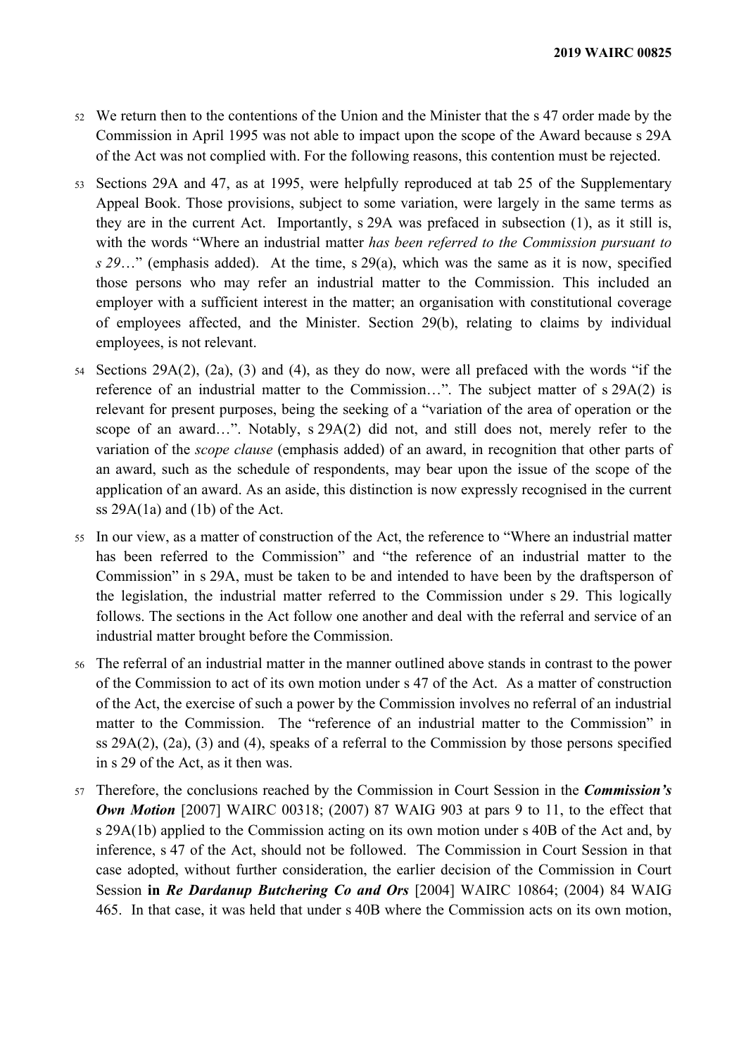52 We return then to the contentions of the Union and the Minister that the s 47 order made by the Commission in April 1995 was not able to impact upon the scope of the Award because s 29A of the Act was not complied with. For the following reasons, this contention must be rejected.

53 Sections 29A and 47, as at 1995, were helpfully reproduced at tab 25 of the Supplementary Appeal Book. Those provisions, subject to some variation, were largely in the same terms as they are in the current Act. Importantly, s 29A was prefaced in subsection (1), as it still is, with the words "Where an industrial matter *has been referred to the Commission pursuant to s 29*…" (emphasis added). At the time, s 29(a), which was the same as it is now, specified those persons who may refer an industrial matter to the Commission. This included an employer with a sufficient interest in the matter; an organisation with constitutional coverage of employees affected, and the Minister. Section 29(b), relating to claims by individual employees, is not relevant.

54 Sections 29A(2), (2a), (3) and (4), as they do now, were all prefaced with the words "if the reference of an industrial matter to the Commission…". The subject matter of s 29A(2) is relevant for present purposes, being the seeking of a "variation of the area of operation or the scope of an award…". Notably, s 29A(2) did not, and still does not, merely refer to the variation of the *scope clause* (emphasis added) of an award, in recognition that other parts of an award, such as the schedule of respondents, may bear upon the issue of the scope of the application of an award. As an aside, this distinction is now expressly recognised in the current ss 29A(1a) and (1b) of the Act.

55 In our view, as a matter of construction of the Act, the reference to "Where an industrial matter has been referred to the Commission" and "the reference of an industrial matter to the Commission" in s 29A, must be taken to be and intended to have been by the draftsperson of the legislation, the industrial matter referred to the Commission under s 29. This logically follows. The sections in the Act follow one another and deal with the referral and service of an industrial matter brought before the Commission.

56 The referral of an industrial matter in the manner outlined above stands in contrast to the power of the Commission to act of its own motion under s 47 of the Act. As a matter of construction of the Act, the exercise of such a power by the Commission involves no referral of an industrial matter to the Commission. The "reference of an industrial matter to the Commission" in ss 29A(2), (2a), (3) and (4), speaks of a referral to the Commission by those persons specified in s 29 of the Act, as it then was.

57 Therefore, the conclusions reached by the Commission in Court Session in the ***Commission's Own Motion*** [2007] WAIRC 00318; (2007) 87 WAIG 903 at pars 9 to 11, to the effect that s 29A(1b) applied to the Commission acting on its own motion under s 40B of the Act and, by inference, s 47 of the Act, should not be followed. The Commission in Court Session in that case adopted, without further consideration, the earlier decision of the Commission in Court Session **in *Re Dardanup Butchering Co and Ors*** [2004] WAIRC 10864; (2004) 84 WAIG 465. In that case, it was held that under s 40B where the Commission acts on its own motion,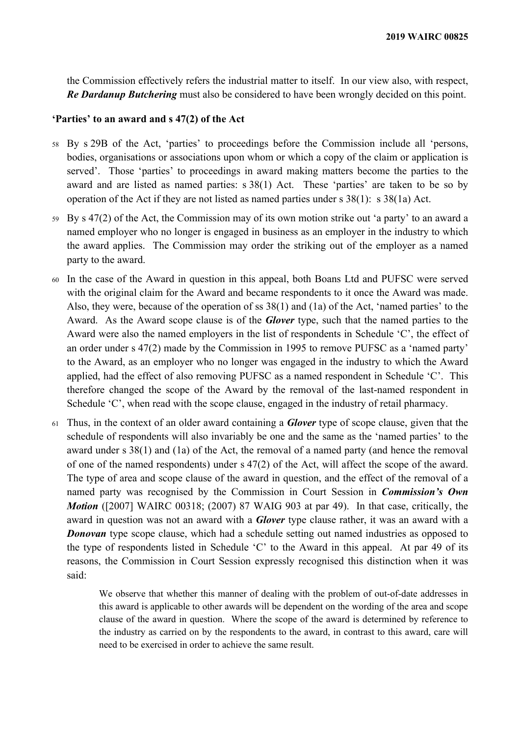the Commission effectively refers the industrial matter to itself. In our view also, with respect, ***Re Dardanup Butchering*** must also be considered to have been wrongly decided on this point.

**'Parties' to an award and s 47(2) of the Act**

58 By s 29B of the Act, 'parties' to proceedings before the Commission include all 'persons, bodies, organisations or associations upon whom or which a copy of the claim or application is served'. Those 'parties' to proceedings in award making matters become the parties to the award and are listed as named parties: s 38(1) Act. These 'parties' are taken to be so by operation of the Act if they are not listed as named parties under s 38(1): s 38(1a) Act.

59 By s 47(2) of the Act, the Commission may of its own motion strike out 'a party' to an award a named employer who no longer is engaged in business as an employer in the industry to which the award applies. The Commission may order the striking out of the employer as a named party to the award.

60 In the case of the Award in question in this appeal, both Boans Ltd and PUFSC were served with the original claim for the Award and became respondents to it once the Award was made. Also, they were, because of the operation of ss 38(1) and (1a) of the Act, 'named parties' to the Award. As the Award scope clause is of the ***Glover*** type, such that the named parties to the Award were also the named employers in the list of respondents in Schedule 'C', the effect of an order under s 47(2) made by the Commission in 1995 to remove PUFSC as a 'named party' to the Award, as an employer who no longer was engaged in the industry to which the Award applied, had the effect of also removing PUFSC as a named respondent in Schedule 'C'. This therefore changed the scope of the Award by the removal of the last-named respondent in Schedule 'C', when read with the scope clause, engaged in the industry of retail pharmacy.

61 Thus, in the context of an older award containing a ***Glover*** type of scope clause, given that the schedule of respondents will also invariably be one and the same as the 'named parties' to the award under s 38(1) and (1a) of the Act, the removal of a named party (and hence the removal of one of the named respondents) under s 47(2) of the Act, will affect the scope of the award. The type of area and scope clause of the award in question, and the effect of the removal of a named party was recognised by the Commission in Court Session in ***Commission's Own Motion*** ([2007] WAIRC 00318; (2007) 87 WAIG 903 at par 49). In that case, critically, the award in question was not an award with a ***Glover*** type clause rather, it was an award with a ***Donovan*** type scope clause, which had a schedule setting out named industries as opposed to the type of respondents listed in Schedule 'C' to the Award in this appeal. At par 49 of its reasons, the Commission in Court Session expressly recognised this distinction when it was said:

> We observe that whether this manner of dealing with the problem of out-of-date addresses in this award is applicable to other awards will be dependent on the wording of the area and scope clause of the award in question. Where the scope of the award is determined by reference to the industry as carried on by the respondents to the award, in contrast to this award, care will need to be exercised in order to achieve the same result.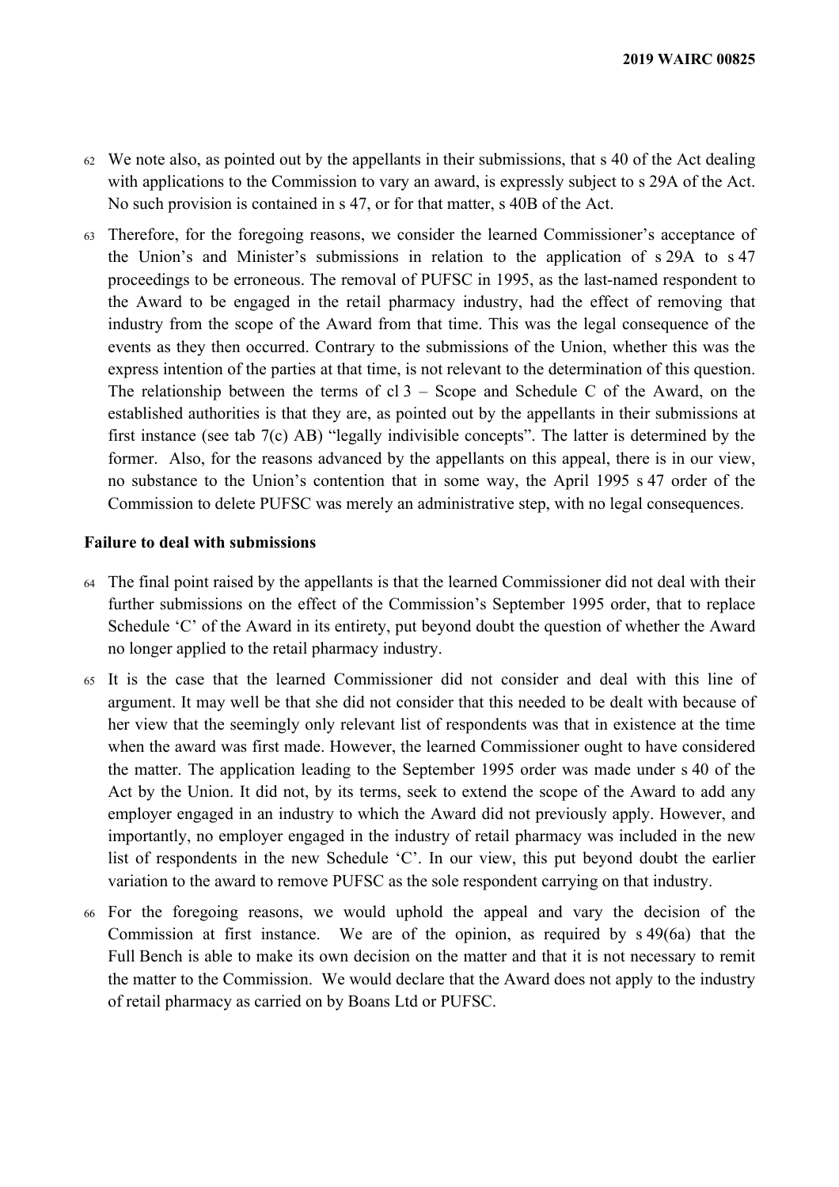62 We note also, as pointed out by the appellants in their submissions, that s 40 of the Act dealing with applications to the Commission to vary an award, is expressly subject to s 29A of the Act. No such provision is contained in s 47, or for that matter, s 40B of the Act.

63 Therefore, for the foregoing reasons, we consider the learned Commissioner's acceptance of the Union's and Minister's submissions in relation to the application of s 29A to s 47 proceedings to be erroneous. The removal of PUFSC in 1995, as the last-named respondent to the Award to be engaged in the retail pharmacy industry, had the effect of removing that industry from the scope of the Award from that time. This was the legal consequence of the events as they then occurred. Contrary to the submissions of the Union, whether this was the express intention of the parties at that time, is not relevant to the determination of this question. The relationship between the terms of cl 3 – Scope and Schedule C of the Award, on the established authorities is that they are, as pointed out by the appellants in their submissions at first instance (see tab 7(c) AB) "legally indivisible concepts". The latter is determined by the former. Also, for the reasons advanced by the appellants on this appeal, there is in our view, no substance to the Union's contention that in some way, the April 1995 s 47 order of the Commission to delete PUFSC was merely an administrative step, with no legal consequences.

**Failure to deal with submissions**

64 The final point raised by the appellants is that the learned Commissioner did not deal with their further submissions on the effect of the Commission's September 1995 order, that to replace Schedule 'C' of the Award in its entirety, put beyond doubt the question of whether the Award no longer applied to the retail pharmacy industry.

65 It is the case that the learned Commissioner did not consider and deal with this line of argument. It may well be that she did not consider that this needed to be dealt with because of her view that the seemingly only relevant list of respondents was that in existence at the time when the award was first made. However, the learned Commissioner ought to have considered the matter. The application leading to the September 1995 order was made under s 40 of the Act by the Union. It did not, by its terms, seek to extend the scope of the Award to add any employer engaged in an industry to which the Award did not previously apply. However, and importantly, no employer engaged in the industry of retail pharmacy was included in the new list of respondents in the new Schedule 'C'. In our view, this put beyond doubt the earlier variation to the award to remove PUFSC as the sole respondent carrying on that industry.

66 For the foregoing reasons, we would uphold the appeal and vary the decision of the Commission at first instance. We are of the opinion, as required by s 49(6a) that the Full Bench is able to make its own decision on the matter and that it is not necessary to remit the matter to the Commission. We would declare that the Award does not apply to the industry of retail pharmacy as carried on by Boans Ltd or PUFSC.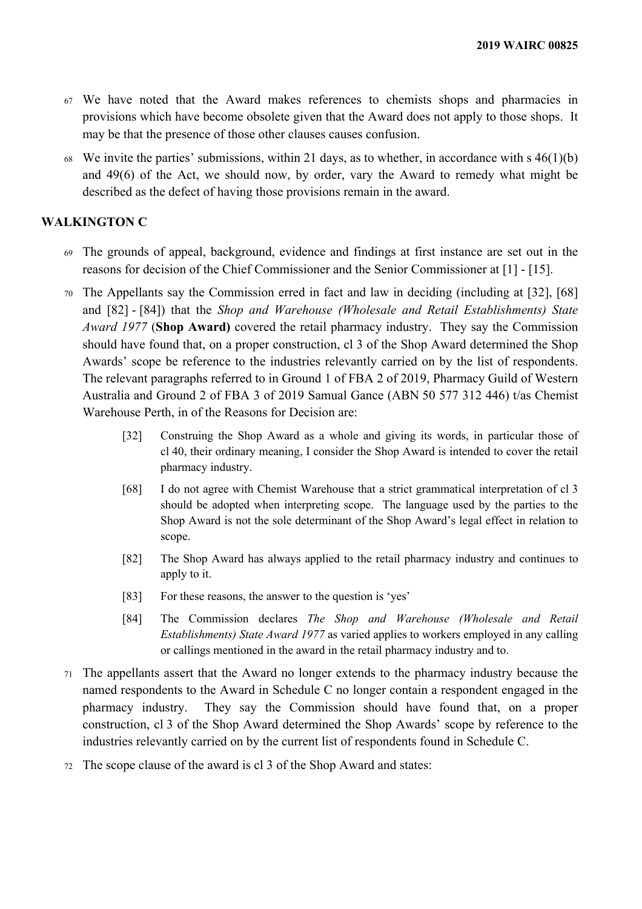67 We have noted that the Award makes references to chemists shops and pharmacies in provisions which have become obsolete given that the Award does not apply to those shops. It may be that the presence of those other clauses causes confusion.

68 We invite the parties' submissions, within 21 days, as to whether, in accordance with s 46(1)(b) and 49(6) of the Act, we should now, by order, vary the Award to remedy what might be described as the defect of having those provisions remain in the award.

## WALKINGTON C

69 The grounds of appeal, background, evidence and findings at first instance are set out in the reasons for decision of the Chief Commissioner and the Senior Commissioner at [1] - [15].

70 The Appellants say the Commission erred in fact and law in deciding (including at [32], [68] and [82] - [84]) that the *Shop and Warehouse (Wholesale and Retail Establishments) State Award 1977* (**Shop Award)** covered the retail pharmacy industry. They say the Commission should have found that, on a proper construction, cl 3 of the Shop Award determined the Shop Awards' scope be reference to the industries relevantly carried on by the list of respondents. The relevant paragraphs referred to in Ground 1 of FBA 2 of 2019, Pharmacy Guild of Western Australia and Ground 2 of FBA 3 of 2019 Samual Gance (ABN 50 577 312 446) t/as Chemist Warehouse Perth, in of the Reasons for Decision are:

> [32] Construing the Shop Award as a whole and giving its words, in particular those of cl 40, their ordinary meaning, I consider the Shop Award is intended to cover the retail pharmacy industry.
>
> [68] I do not agree with Chemist Warehouse that a strict grammatical interpretation of cl 3 should be adopted when interpreting scope. The language used by the parties to the Shop Award is not the sole determinant of the Shop Award's legal effect in relation to scope.
>
> [82] The Shop Award has always applied to the retail pharmacy industry and continues to apply to it.
>
> [83] For these reasons, the answer to the question is 'yes'
>
> [84] The Commission declares *The Shop and Warehouse (Wholesale and Retail Establishments) State Award 1977* as varied applies to workers employed in any calling or callings mentioned in the award in the retail pharmacy industry and to.

71 The appellants assert that the Award no longer extends to the pharmacy industry because the named respondents to the Award in Schedule C no longer contain a respondent engaged in the pharmacy industry. They say the Commission should have found that, on a proper construction, cl 3 of the Shop Award determined the Shop Awards' scope by reference to the industries relevantly carried on by the current list of respondents found in Schedule C.

72 The scope clause of the award is cl 3 of the Shop Award and states: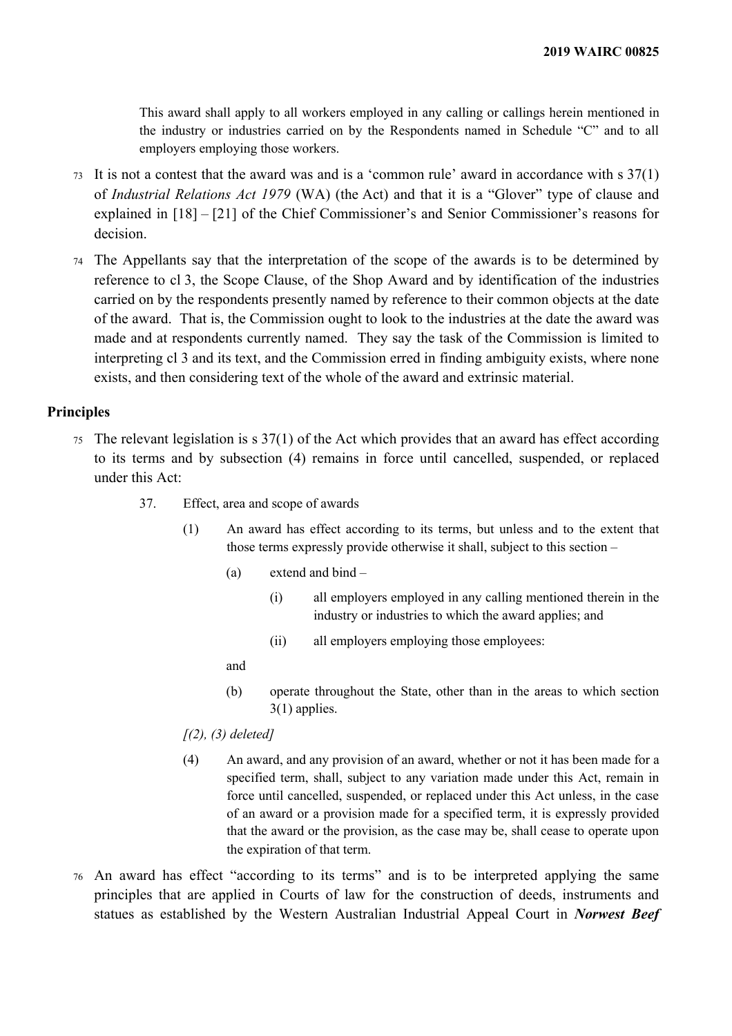This award shall apply to all workers employed in any calling or callings herein mentioned in the industry or industries carried on by the Respondents named in Schedule "C" and to all employers employing those workers.

73 It is not a contest that the award was and is a 'common rule' award in accordance with s 37(1) of *Industrial Relations Act 1979* (WA) (the Act) and that it is a "Glover" type of clause and explained in [18] – [21] of the Chief Commissioner's and Senior Commissioner's reasons for decision.

74 The Appellants say that the interpretation of the scope of the awards is to be determined by reference to cl 3, the Scope Clause, of the Shop Award and by identification of the industries carried on by the respondents presently named by reference to their common objects at the date of the award. That is, the Commission ought to look to the industries at the date the award was made and at respondents currently named. They say the task of the Commission is limited to interpreting cl 3 and its text, and the Commission erred in finding ambiguity exists, where none exists, and then considering text of the whole of the award and extrinsic material.

## Principles

75 The relevant legislation is s 37(1) of the Act which provides that an award has effect according to its terms and by subsection (4) remains in force until cancelled, suspended, or replaced under this Act:

> 37. Effect, area and scope of awards
>
> (1) An award has effect according to its terms, but unless and to the extent that those terms expressly provide otherwise it shall, subject to this section –
>
> (a) extend and bind –
>
> (i) all employers employed in any calling mentioned therein in the industry or industries to which the award applies; and
>
> (ii) all employers employing those employees:
>
> and
>
> (b) operate throughout the State, other than in the areas to which section 3(1) applies.
>
> *[(2), (3) deleted]*
>
> (4) An award, and any provision of an award, whether or not it has been made for a specified term, shall, subject to any variation made under this Act, remain in force until cancelled, suspended, or replaced under this Act unless, in the case of an award or a provision made for a specified term, it is expressly provided that the award or the provision, as the case may be, shall cease to operate upon the expiration of that term.

76 An award has effect "according to its terms" and is to be interpreted applying the same principles that are applied in Courts of law for the construction of deeds, instruments and statues as established by the Western Australian Industrial Appeal Court in ***Norwest Beef***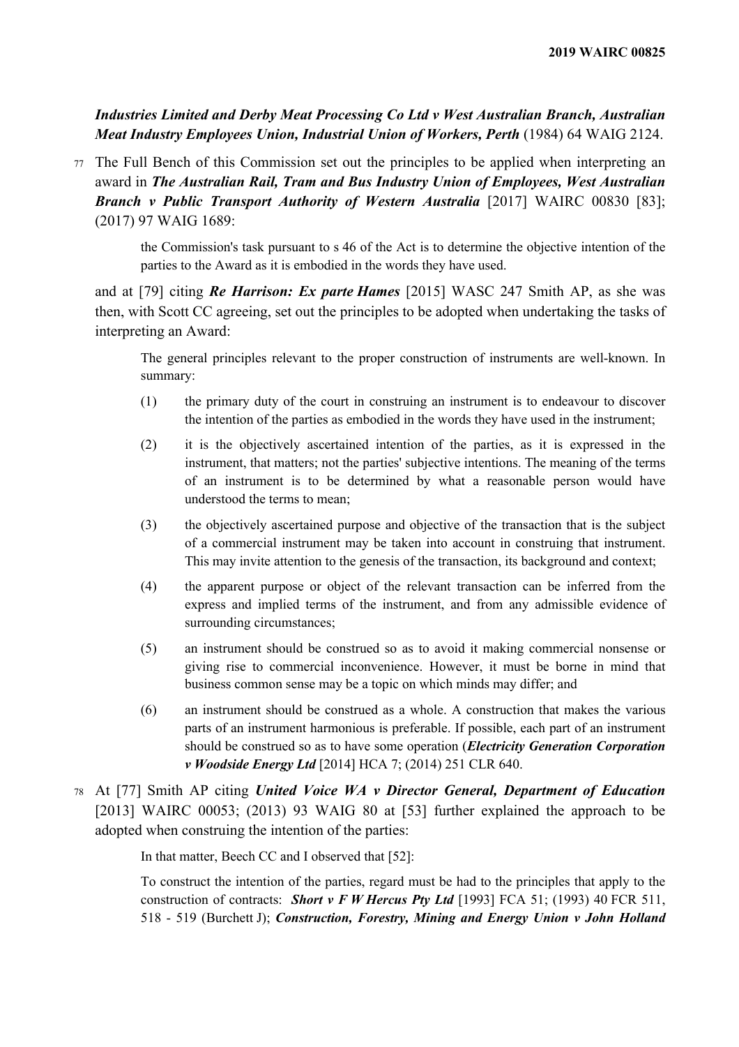***Industries Limited and Derby Meat Processing Co Ltd v West Australian Branch, Australian Meat Industry Employees Union, Industrial Union of Workers, Perth*** (1984) 64 WAIG 2124.

77 The Full Bench of this Commission set out the principles to be applied when interpreting an award in ***The Australian Rail, Tram and Bus Industry Union of Employees, West Australian Branch v Public Transport Authority of Western Australia*** [2017] WAIRC 00830 [83]; (2017) 97 WAIG 1689:

> the Commission's task pursuant to s 46 of the Act is to determine the objective intention of the parties to the Award as it is embodied in the words they have used.

and at [79] citing ***Re Harrison: Ex parte Hames*** [2015] WASC 247 Smith AP, as she was then, with Scott CC agreeing, set out the principles to be adopted when undertaking the tasks of interpreting an Award:

> The general principles relevant to the proper construction of instruments are well-known. In summary:
>
> (1) the primary duty of the court in construing an instrument is to endeavour to discover the intention of the parties as embodied in the words they have used in the instrument;
>
> (2) it is the objectively ascertained intention of the parties, as it is expressed in the instrument, that matters; not the parties' subjective intentions. The meaning of the terms of an instrument is to be determined by what a reasonable person would have understood the terms to mean;
>
> (3) the objectively ascertained purpose and objective of the transaction that is the subject of a commercial instrument may be taken into account in construing that instrument. This may invite attention to the genesis of the transaction, its background and context;
>
> (4) the apparent purpose or object of the relevant transaction can be inferred from the express and implied terms of the instrument, and from any admissible evidence of surrounding circumstances;
>
> (5) an instrument should be construed so as to avoid it making commercial nonsense or giving rise to commercial inconvenience. However, it must be borne in mind that business common sense may be a topic on which minds may differ; and
>
> (6) an instrument should be construed as a whole. A construction that makes the various parts of an instrument harmonious is preferable. If possible, each part of an instrument should be construed so as to have some operation (***Electricity Generation Corporation v Woodside Energy Ltd*** [2014] HCA 7; (2014) 251 CLR 640.

78 At [77] Smith AP citing ***United Voice WA v Director General, Department of Education*** [2013] WAIRC 00053; (2013) 93 WAIG 80 at [53] further explained the approach to be adopted when construing the intention of the parties:

> In that matter, Beech CC and I observed that [52]:
>
> To construct the intention of the parties, regard must be had to the principles that apply to the construction of contracts: ***Short v F W Hercus Pty Ltd*** [1993] FCA 51; (1993) 40 FCR 511, 518 - 519 (Burchett J); ***Construction, Forestry, Mining and Energy Union v John Holland***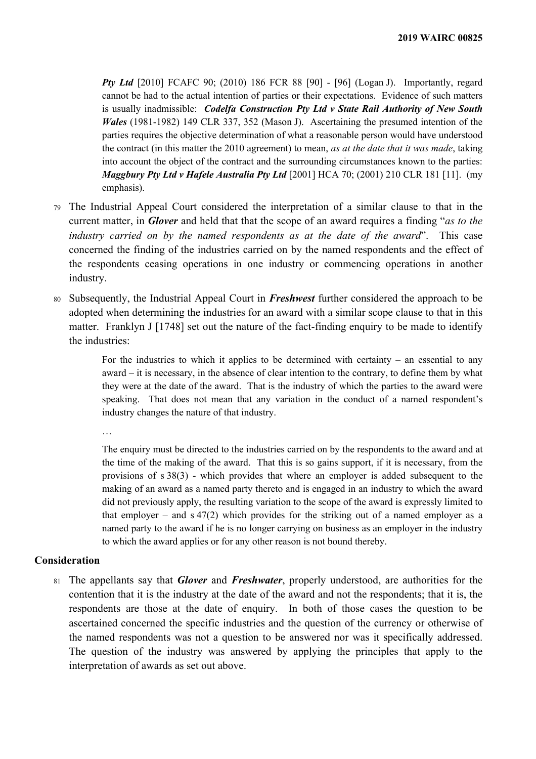***Pty Ltd*** [2010] FCAFC 90; (2010) 186 FCR 88 [90] - [96] (Logan J). Importantly, regard cannot be had to the actual intention of parties or their expectations. Evidence of such matters is usually inadmissible: ***Codelfa Construction Pty Ltd v State Rail Authority of New South Wales*** (1981-1982) 149 CLR 337, 352 (Mason J). Ascertaining the presumed intention of the parties requires the objective determination of what a reasonable person would have understood the contract (in this matter the 2010 agreement) to mean, *as at the date that it was made*, taking into account the object of the contract and the surrounding circumstances known to the parties: ***Maggbury Pty Ltd v Hafele Australia Pty Ltd*** [2001] HCA 70; (2001) 210 CLR 181 [11]. (my emphasis).

79 The Industrial Appeal Court considered the interpretation of a similar clause to that in the current matter, in ***Glover*** and held that that the scope of an award requires a finding "*as to the industry carried on by the named respondents as at the date of the award*". This case concerned the finding of the industries carried on by the named respondents and the effect of the respondents ceasing operations in one industry or commencing operations in another industry.

80 Subsequently, the Industrial Appeal Court in ***Freshwest*** further considered the approach to be adopted when determining the industries for an award with a similar scope clause to that in this matter. Franklyn J [1748] set out the nature of the fact-finding enquiry to be made to identify the industries:

> For the industries to which it applies to be determined with certainty – an essential to any award – it is necessary, in the absence of clear intention to the contrary, to define them by what they were at the date of the award. That is the industry of which the parties to the award were speaking. That does not mean that any variation in the conduct of a named respondent's industry changes the nature of that industry.
>
> …
>
> The enquiry must be directed to the industries carried on by the respondents to the award and at the time of the making of the award. That this is so gains support, if it is necessary, from the provisions of s 38(3) - which provides that where an employer is added subsequent to the making of an award as a named party thereto and is engaged in an industry to which the award did not previously apply, the resulting variation to the scope of the award is expressly limited to that employer – and s 47(2) which provides for the striking out of a named employer as a named party to the award if he is no longer carrying on business as an employer in the industry to which the award applies or for any other reason is not bound thereby.

## Consideration

81 The appellants say that ***Glover*** and ***Freshwater***, properly understood, are authorities for the contention that it is the industry at the date of the award and not the respondents; that it is, the respondents are those at the date of enquiry. In both of those cases the question to be ascertained concerned the specific industries and the question of the currency or otherwise of the named respondents was not a question to be answered nor was it specifically addressed. The question of the industry was answered by applying the principles that apply to the interpretation of awards as set out above.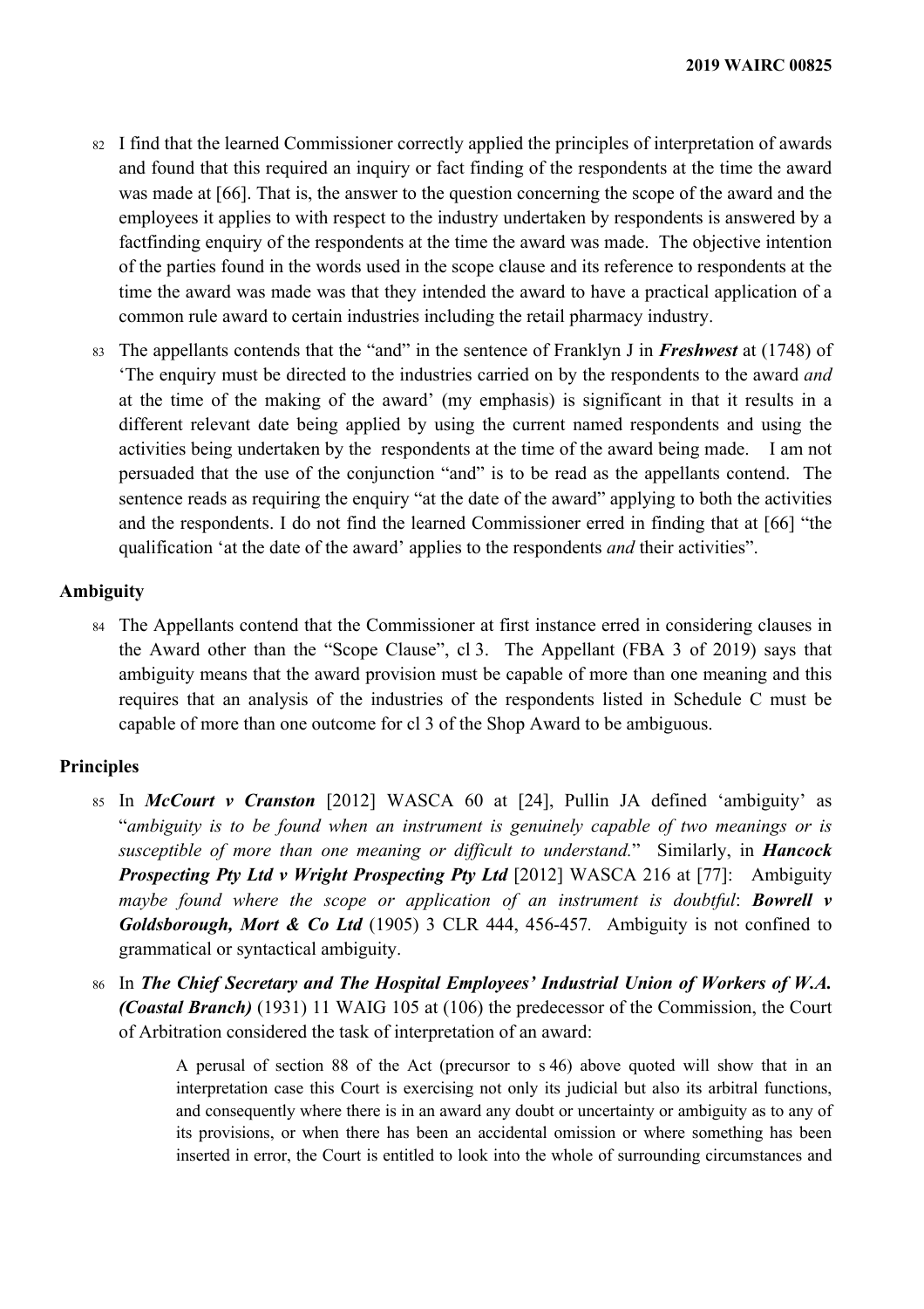82 I find that the learned Commissioner correctly applied the principles of interpretation of awards and found that this required an inquiry or fact finding of the respondents at the time the award was made at [66]. That is, the answer to the question concerning the scope of the award and the employees it applies to with respect to the industry undertaken by respondents is answered by a factfinding enquiry of the respondents at the time the award was made. The objective intention of the parties found in the words used in the scope clause and its reference to respondents at the time the award was made was that they intended the award to have a practical application of a common rule award to certain industries including the retail pharmacy industry.

83 The appellants contends that the "and" in the sentence of Franklyn J in ***Freshwest*** at (1748) of 'The enquiry must be directed to the industries carried on by the respondents to the award *and* at the time of the making of the award' (my emphasis) is significant in that it results in a different relevant date being applied by using the current named respondents and using the activities being undertaken by the respondents at the time of the award being made. I am not persuaded that the use of the conjunction "and" is to be read as the appellants contend. The sentence reads as requiring the enquiry "at the date of the award" applying to both the activities and the respondents. I do not find the learned Commissioner erred in finding that at [66] "the qualification 'at the date of the award' applies to the respondents *and* their activities".

### Ambiguity

84 The Appellants contend that the Commissioner at first instance erred in considering clauses in the Award other than the "Scope Clause", cl 3. The Appellant (FBA 3 of 2019) says that ambiguity means that the award provision must be capable of more than one meaning and this requires that an analysis of the industries of the respondents listed in Schedule C must be capable of more than one outcome for cl 3 of the Shop Award to be ambiguous.

### Principles

85 In ***McCourt v Cranston*** [2012] WASCA 60 at [24], Pullin JA defined 'ambiguity' as "*ambiguity is to be found when an instrument is genuinely capable of two meanings or is susceptible of more than one meaning or difficult to understand.*" Similarly, in ***Hancock Prospecting Pty Ltd v Wright Prospecting Pty Ltd*** [2012] WASCA 216 at [77]: Ambiguity *maybe found where the scope or application of an instrument is doubtful*: ***Bowrell v Goldsborough, Mort & Co Ltd*** (1905) 3 CLR 444, 456-457. Ambiguity is not confined to grammatical or syntactical ambiguity.

86 In ***The Chief Secretary and The Hospital Employees' Industrial Union of Workers of W.A. (Coastal Branch)*** (1931) 11 WAIG 105 at (106) the predecessor of the Commission, the Court of Arbitration considered the task of interpretation of an award:

> A perusal of section 88 of the Act (precursor to s 46) above quoted will show that in an interpretation case this Court is exercising not only its judicial but also its arbitral functions, and consequently where there is in an award any doubt or uncertainty or ambiguity as to any of its provisions, or when there has been an accidental omission or where something has been inserted in error, the Court is entitled to look into the whole of surrounding circumstances and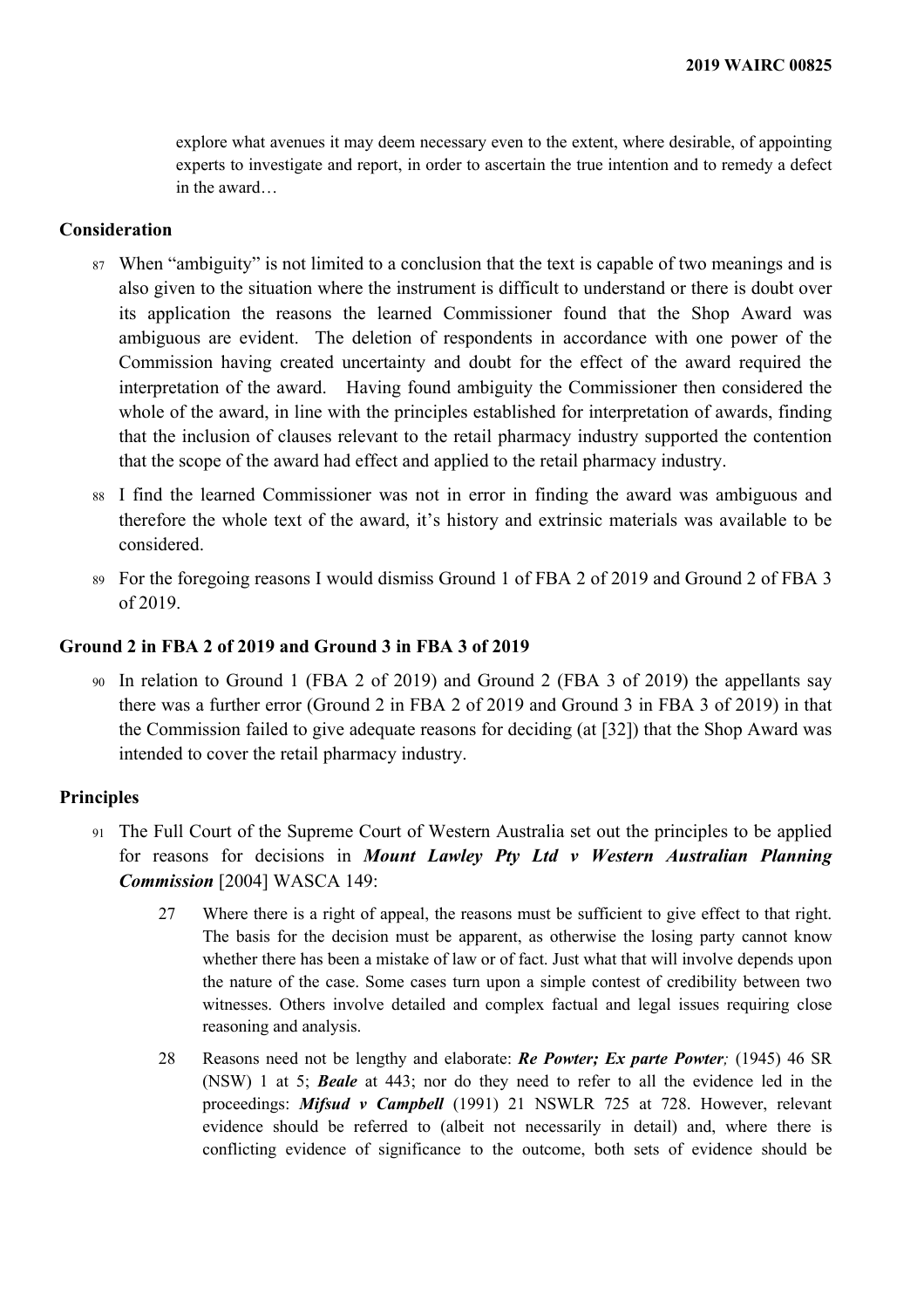explore what avenues it may deem necessary even to the extent, where desirable, of appointing experts to investigate and report, in order to ascertain the true intention and to remedy a defect in the award…

### Consideration

87 When "ambiguity" is not limited to a conclusion that the text is capable of two meanings and is also given to the situation where the instrument is difficult to understand or there is doubt over its application the reasons the learned Commissioner found that the Shop Award was ambiguous are evident. The deletion of respondents in accordance with one power of the Commission having created uncertainty and doubt for the effect of the award required the interpretation of the award. Having found ambiguity the Commissioner then considered the whole of the award, in line with the principles established for interpretation of awards, finding that the inclusion of clauses relevant to the retail pharmacy industry supported the contention that the scope of the award had effect and applied to the retail pharmacy industry.

88 I find the learned Commissioner was not in error in finding the award was ambiguous and therefore the whole text of the award, it's history and extrinsic materials was available to be considered.

89 For the foregoing reasons I would dismiss Ground 1 of FBA 2 of 2019 and Ground 2 of FBA 3 of 2019.

### Ground 2 in FBA 2 of 2019 and Ground 3 in FBA 3 of 2019

90 In relation to Ground 1 (FBA 2 of 2019) and Ground 2 (FBA 3 of 2019) the appellants say there was a further error (Ground 2 in FBA 2 of 2019 and Ground 3 in FBA 3 of 2019) in that the Commission failed to give adequate reasons for deciding (at [32]) that the Shop Award was intended to cover the retail pharmacy industry.

### Principles

91 The Full Court of the Supreme Court of Western Australia set out the principles to be applied for reasons for decisions in ***Mount Lawley Pty Ltd v Western Australian Planning Commission*** [2004] WASCA 149:

> 27 Where there is a right of appeal, the reasons must be sufficient to give effect to that right. The basis for the decision must be apparent, as otherwise the losing party cannot know whether there has been a mistake of law or of fact. Just what that will involve depends upon the nature of the case. Some cases turn upon a simple contest of credibility between two witnesses. Others involve detailed and complex factual and legal issues requiring close reasoning and analysis.
>
> 28 Reasons need not be lengthy and elaborate: ***Re Powter; Ex parte Powter;*** (1945) 46 SR (NSW) 1 at 5; ***Beale*** at 443; nor do they need to refer to all the evidence led in the proceedings: ***Mifsud v Campbell*** (1991) 21 NSWLR 725 at 728. However, relevant evidence should be referred to (albeit not necessarily in detail) and, where there is conflicting evidence of significance to the outcome, both sets of evidence should be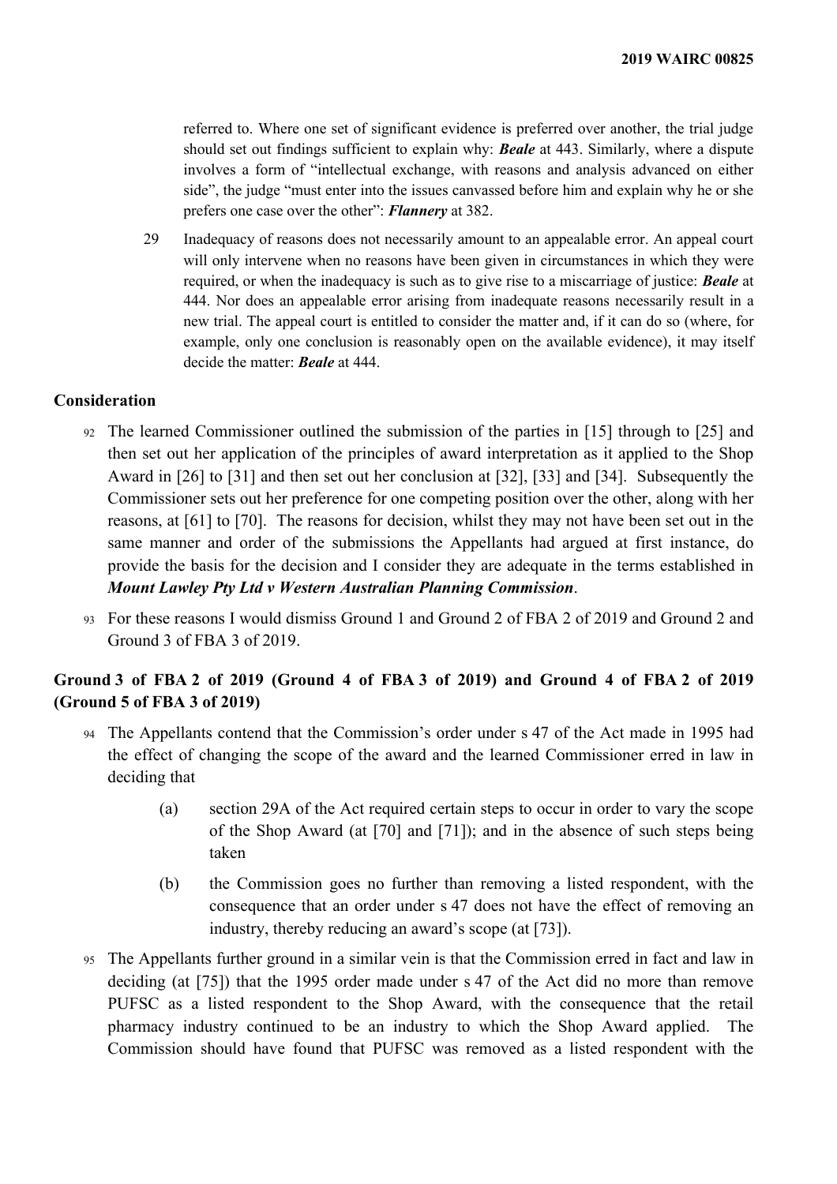referred to. Where one set of significant evidence is preferred over another, the trial judge should set out findings sufficient to explain why: ***Beale*** at 443. Similarly, where a dispute involves a form of "intellectual exchange, with reasons and analysis advanced on either side", the judge "must enter into the issues canvassed before him and explain why he or she prefers one case over the other": ***Flannery*** at 382.

29 Inadequacy of reasons does not necessarily amount to an appealable error. An appeal court will only intervene when no reasons have been given in circumstances in which they were required, or when the inadequacy is such as to give rise to a miscarriage of justice: ***Beale*** at 444. Nor does an appealable error arising from inadequate reasons necessarily result in a new trial. The appeal court is entitled to consider the matter and, if it can do so (where, for example, only one conclusion is reasonably open on the available evidence), it may itself decide the matter: ***Beale*** at 444.

### Consideration

92 The learned Commissioner outlined the submission of the parties in [15] through to [25] and then set out her application of the principles of award interpretation as it applied to the Shop Award in [26] to [31] and then set out her conclusion at [32], [33] and [34]. Subsequently the Commissioner sets out her preference for one competing position over the other, along with her reasons, at [61] to [70]. The reasons for decision, whilst they may not have been set out in the same manner and order of the submissions the Appellants had argued at first instance, do provide the basis for the decision and I consider they are adequate in the terms established in ***Mount Lawley Pty Ltd v Western Australian Planning Commission***.

93 For these reasons I would dismiss Ground 1 and Ground 2 of FBA 2 of 2019 and Ground 2 and Ground 3 of FBA 3 of 2019.

### Ground 3 of FBA 2 of 2019 (Ground 4 of FBA 3 of 2019) and Ground 4 of FBA 2 of 2019 (Ground 5 of FBA 3 of 2019)

94 The Appellants contend that the Commission's order under s 47 of the Act made in 1995 had the effect of changing the scope of the award and the learned Commissioner erred in law in deciding that

(a) section 29A of the Act required certain steps to occur in order to vary the scope of the Shop Award (at [70] and [71]); and in the absence of such steps being taken

(b) the Commission goes no further than removing a listed respondent, with the consequence that an order under s 47 does not have the effect of removing an industry, thereby reducing an award's scope (at [73]).

95 The Appellants further ground in a similar vein is that the Commission erred in fact and law in deciding (at [75]) that the 1995 order made under s 47 of the Act did no more than remove PUFSC as a listed respondent to the Shop Award, with the consequence that the retail pharmacy industry continued to be an industry to which the Shop Award applied. The Commission should have found that PUFSC was removed as a listed respondent with the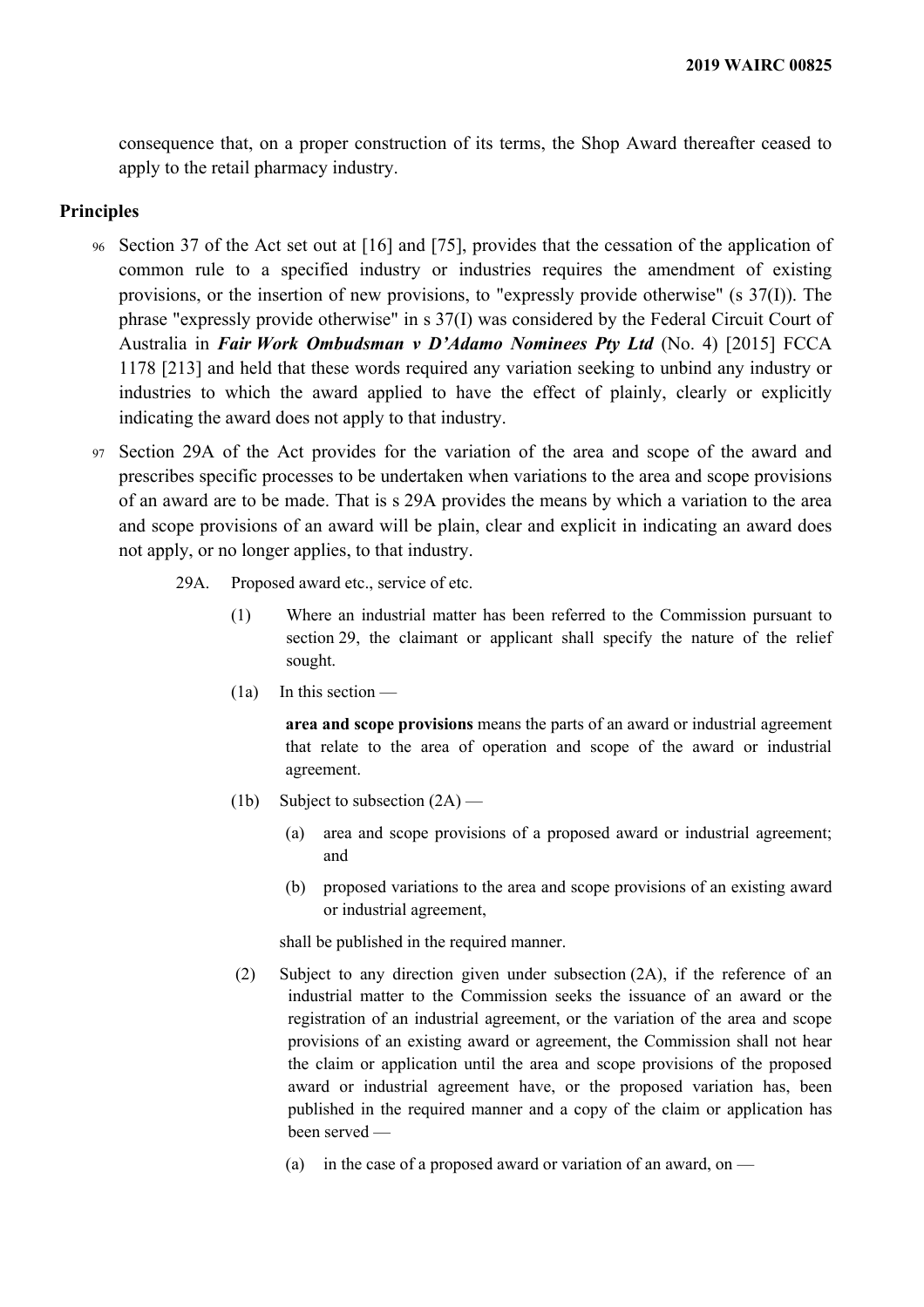consequence that, on a proper construction of its terms, the Shop Award thereafter ceased to apply to the retail pharmacy industry.

## Principles

96 Section 37 of the Act set out at [16] and [75], provides that the cessation of the application of common rule to a specified industry or industries requires the amendment of existing provisions, or the insertion of new provisions, to "expressly provide otherwise" (s 37(I)). The phrase "expressly provide otherwise" in s 37(I) was considered by the Federal Circuit Court of Australia in ***Fair Work Ombudsman v D'Adamo Nominees Pty Ltd*** (No. 4) [2015] FCCA 1178 [213] and held that these words required any variation seeking to unbind any industry or industries to which the award applied to have the effect of plainly, clearly or explicitly indicating the award does not apply to that industry.

97 Section 29A of the Act provides for the variation of the area and scope of the award and prescribes specific processes to be undertaken when variations to the area and scope provisions of an award are to be made. That is s 29A provides the means by which a variation to the area and scope provisions of an award will be plain, clear and explicit in indicating an award does not apply, or no longer applies, to that industry.

29A. Proposed award etc., service of etc.

(1) Where an industrial matter has been referred to the Commission pursuant to section 29, the claimant or applicant shall specify the nature of the relief sought.

(1a) In this section —

**area and scope provisions** means the parts of an award or industrial agreement that relate to the area of operation and scope of the award or industrial agreement.

(1b) Subject to subsection (2A) —

(a) area and scope provisions of a proposed award or industrial agreement; and

(b) proposed variations to the area and scope provisions of an existing award or industrial agreement,

shall be published in the required manner.

(2) Subject to any direction given under subsection (2A), if the reference of an industrial matter to the Commission seeks the issuance of an award or the registration of an industrial agreement, or the variation of the area and scope provisions of an existing award or agreement, the Commission shall not hear the claim or application until the area and scope provisions of the proposed award or industrial agreement have, or the proposed variation has, been published in the required manner and a copy of the claim or application has been served —

(a) in the case of a proposed award or variation of an award, on —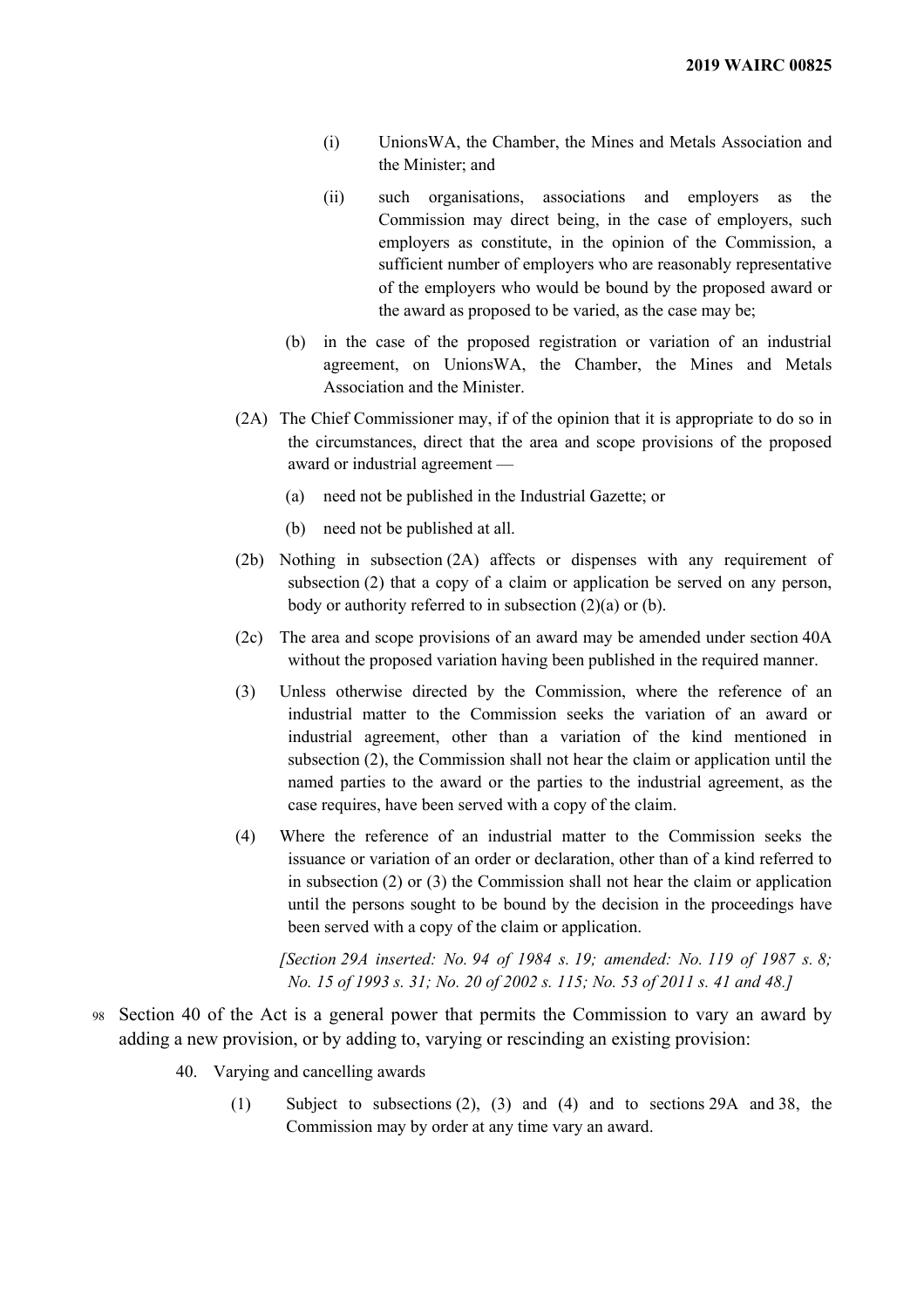(i) UnionsWA, the Chamber, the Mines and Metals Association and the Minister; and

(ii) such organisations, associations and employers as the Commission may direct being, in the case of employers, such employers as constitute, in the opinion of the Commission, a sufficient number of employers who are reasonably representative of the employers who would be bound by the proposed award or the award as proposed to be varied, as the case may be;

(b) in the case of the proposed registration or variation of an industrial agreement, on UnionsWA, the Chamber, the Mines and Metals Association and the Minister.

(2A) The Chief Commissioner may, if of the opinion that it is appropriate to do so in the circumstances, direct that the area and scope provisions of the proposed award or industrial agreement —

(a) need not be published in the Industrial Gazette; or

(b) need not be published at all.

(2b) Nothing in subsection (2A) affects or dispenses with any requirement of subsection (2) that a copy of a claim or application be served on any person, body or authority referred to in subsection (2)(a) or (b).

(2c) The area and scope provisions of an award may be amended under section 40A without the proposed variation having been published in the required manner.

(3) Unless otherwise directed by the Commission, where the reference of an industrial matter to the Commission seeks the variation of an award or industrial agreement, other than a variation of the kind mentioned in subsection (2), the Commission shall not hear the claim or application until the named parties to the award or the parties to the industrial agreement, as the case requires, have been served with a copy of the claim.

(4) Where the reference of an industrial matter to the Commission seeks the issuance or variation of an order or declaration, other than of a kind referred to in subsection (2) or (3) the Commission shall not hear the claim or application until the persons sought to be bound by the decision in the proceedings have been served with a copy of the claim or application.

*[Section 29A inserted: No. 94 of 1984 s. 19; amended: No. 119 of 1987 s. 8; No. 15 of 1993 s. 31; No. 20 of 2002 s. 115; No. 53 of 2011 s. 41 and 48.]*

98 Section 40 of the Act is a general power that permits the Commission to vary an award by adding a new provision, or by adding to, varying or rescinding an existing provision:

40. Varying and cancelling awards

(1) Subject to subsections (2), (3) and (4) and to sections 29A and 38, the Commission may by order at any time vary an award.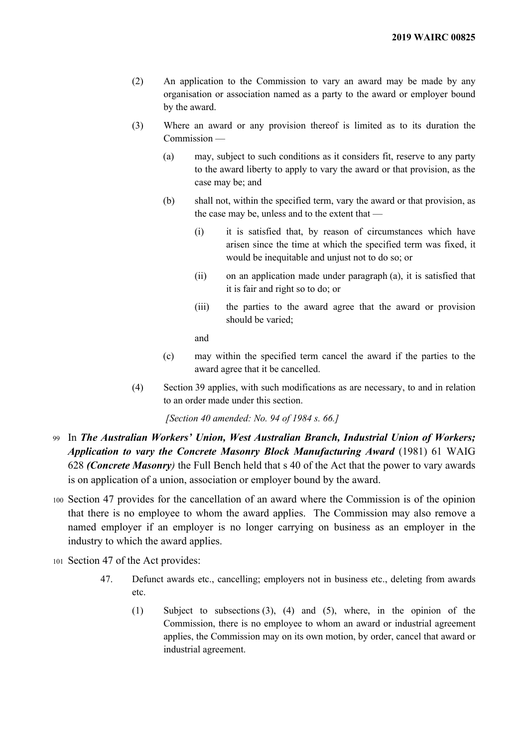(2) An application to the Commission to vary an award may be made by any organisation or association named as a party to the award or employer bound by the award.

(3) Where an award or any provision thereof is limited as to its duration the Commission —

(a) may, subject to such conditions as it considers fit, reserve to any party to the award liberty to apply to vary the award or that provision, as the case may be; and

(b) shall not, within the specified term, vary the award or that provision, as the case may be, unless and to the extent that —

(i) it is satisfied that, by reason of circumstances which have arisen since the time at which the specified term was fixed, it would be inequitable and unjust not to do so; or

(ii) on an application made under paragraph (a), it is satisfied that it is fair and right so to do; or

(iii) the parties to the award agree that the award or provision should be varied;

and

(c) may within the specified term cancel the award if the parties to the award agree that it be cancelled.

(4) Section 39 applies, with such modifications as are necessary, to and in relation to an order made under this section.

*[Section 40 amended: No. 94 of 1984 s. 66.]*

99 In ***The Australian Workers' Union, West Australian Branch, Industrial Union of Workers; Application to vary the Concrete Masonry Block Manufacturing Award*** (1981) 61 WAIG 628 ***(Concrete Masonry)*** the Full Bench held that s 40 of the Act that the power to vary awards is on application of a union, association or employer bound by the award.

100 Section 47 provides for the cancellation of an award where the Commission is of the opinion that there is no employee to whom the award applies. The Commission may also remove a named employer if an employer is no longer carrying on business as an employer in the industry to which the award applies.

101 Section 47 of the Act provides:

47. Defunct awards etc., cancelling; employers not in business etc., deleting from awards etc.

(1) Subject to subsections (3), (4) and (5), where, in the opinion of the Commission, there is no employee to whom an award or industrial agreement applies, the Commission may on its own motion, by order, cancel that award or industrial agreement.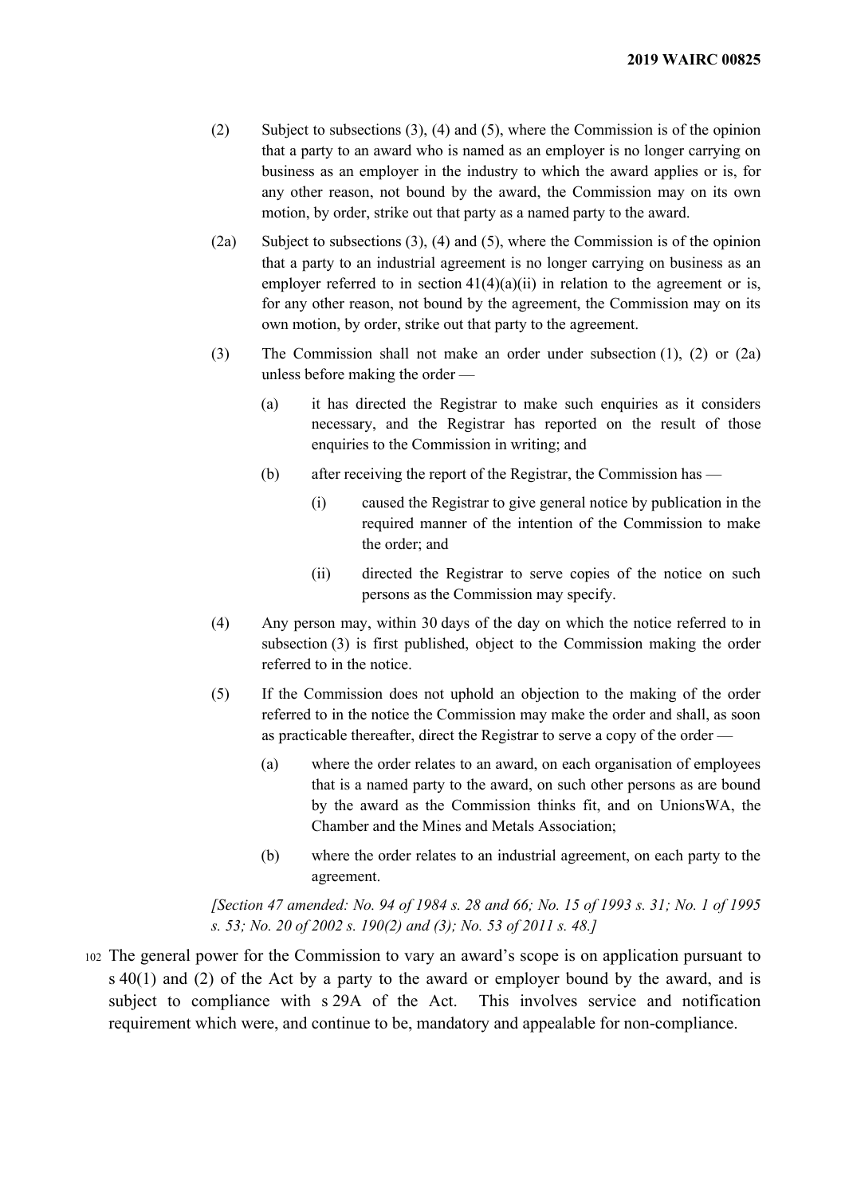(2) Subject to subsections (3), (4) and (5), where the Commission is of the opinion that a party to an award who is named as an employer is no longer carrying on business as an employer in the industry to which the award applies or is, for any other reason, not bound by the award, the Commission may on its own motion, by order, strike out that party as a named party to the award.

(2a) Subject to subsections (3), (4) and (5), where the Commission is of the opinion that a party to an industrial agreement is no longer carrying on business as an employer referred to in section 41(4)(a)(ii) in relation to the agreement or is, for any other reason, not bound by the agreement, the Commission may on its own motion, by order, strike out that party to the agreement.

(3) The Commission shall not make an order under subsection (1), (2) or (2a) unless before making the order —

  (a) it has directed the Registrar to make such enquiries as it considers necessary, and the Registrar has reported on the result of those enquiries to the Commission in writing; and

  (b) after receiving the report of the Registrar, the Commission has —

    (i) caused the Registrar to give general notice by publication in the required manner of the intention of the Commission to make the order; and

    (ii) directed the Registrar to serve copies of the notice on such persons as the Commission may specify.

(4) Any person may, within 30 days of the day on which the notice referred to in subsection (3) is first published, object to the Commission making the order referred to in the notice.

(5) If the Commission does not uphold an objection to the making of the order referred to in the notice the Commission may make the order and shall, as soon as practicable thereafter, direct the Registrar to serve a copy of the order —

  (a) where the order relates to an award, on each organisation of employees that is a named party to the award, on such other persons as are bound by the award as the Commission thinks fit, and on UnionsWA, the Chamber and the Mines and Metals Association;

  (b) where the order relates to an industrial agreement, on each party to the agreement.

*[Section 47 amended: No. 94 of 1984 s. 28 and 66; No. 15 of 1993 s. 31; No. 1 of 1995 s. 53; No. 20 of 2002 s. 190(2) and (3); No. 53 of 2011 s. 48.]*

102 The general power for the Commission to vary an award's scope is on application pursuant to s 40(1) and (2) of the Act by a party to the award or employer bound by the award, and is subject to compliance with s 29A of the Act. This involves service and notification requirement which were, and continue to be, mandatory and appealable for non-compliance.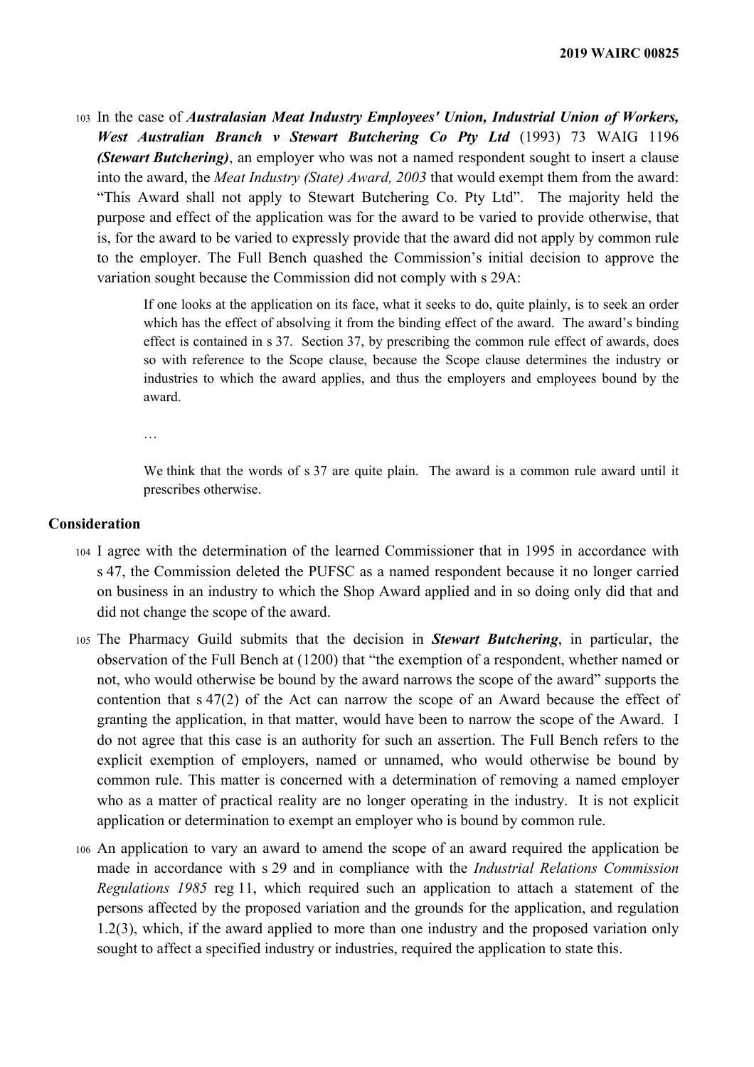103 In the case of ***Australasian Meat Industry Employees' Union, Industrial Union of Workers, West Australian Branch v Stewart Butchering Co Pty Ltd*** (1993) 73 WAIG 1196 ***(Stewart Butchering)***, an employer who was not a named respondent sought to insert a clause into the award, the *Meat Industry (State) Award, 2003* that would exempt them from the award: "This Award shall not apply to Stewart Butchering Co. Pty Ltd". The majority held the purpose and effect of the application was for the award to be varied to provide otherwise, that is, for the award to be varied to expressly provide that the award did not apply by common rule to the employer. The Full Bench quashed the Commission's initial decision to approve the variation sought because the Commission did not comply with s 29A:

> If one looks at the application on its face, what it seeks to do, quite plainly, is to seek an order which has the effect of absolving it from the binding effect of the award. The award's binding effect is contained in s 37. Section 37, by prescribing the common rule effect of awards, does so with reference to the Scope clause, because the Scope clause determines the industry or industries to which the award applies, and thus the employers and employees bound by the award.
>
> …
>
> We think that the words of s 37 are quite plain. The award is a common rule award until it prescribes otherwise.

**Consideration**

104 I agree with the determination of the learned Commissioner that in 1995 in accordance with s 47, the Commission deleted the PUFSC as a named respondent because it no longer carried on business in an industry to which the Shop Award applied and in so doing only did that and did not change the scope of the award.

105 The Pharmacy Guild submits that the decision in ***Stewart Butchering***, in particular, the observation of the Full Bench at (1200) that "the exemption of a respondent, whether named or not, who would otherwise be bound by the award narrows the scope of the award" supports the contention that s 47(2) of the Act can narrow the scope of an Award because the effect of granting the application, in that matter, would have been to narrow the scope of the Award. I do not agree that this case is an authority for such an assertion. The Full Bench refers to the explicit exemption of employers, named or unnamed, who would otherwise be bound by common rule. This matter is concerned with a determination of removing a named employer who as a matter of practical reality are no longer operating in the industry. It is not explicit application or determination to exempt an employer who is bound by common rule.

106 An application to vary an award to amend the scope of an award required the application be made in accordance with s 29 and in compliance with the *Industrial Relations Commission Regulations 1985* reg 11, which required such an application to attach a statement of the persons affected by the proposed variation and the grounds for the application, and regulation 1.2(3), which, if the award applied to more than one industry and the proposed variation only sought to affect a specified industry or industries, required the application to state this.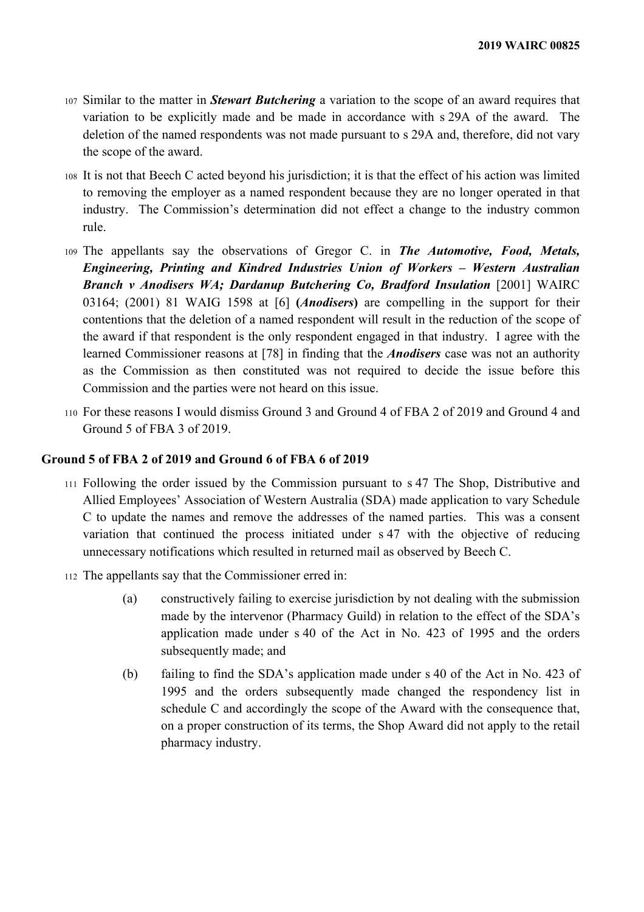107 Similar to the matter in ***Stewart Butchering*** a variation to the scope of an award requires that variation to be explicitly made and be made in accordance with s 29A of the award. The deletion of the named respondents was not made pursuant to s 29A and, therefore, did not vary the scope of the award.

108 It is not that Beech C acted beyond his jurisdiction; it is that the effect of his action was limited to removing the employer as a named respondent because they are no longer operated in that industry. The Commission's determination did not effect a change to the industry common rule.

109 The appellants say the observations of Gregor C. in ***The Automotive, Food, Metals, Engineering, Printing and Kindred Industries Union of Workers – Western Australian Branch v Anodisers WA; Dardanup Butchering Co, Bradford Insulation*** [2001] WAIRC 03164; (2001) 81 WAIG 1598 at [6] **(*Anodisers*)** are compelling in the support for their contentions that the deletion of a named respondent will result in the reduction of the scope of the award if that respondent is the only respondent engaged in that industry. I agree with the learned Commissioner reasons at [78] in finding that the ***Anodisers*** case was not an authority as the Commission as then constituted was not required to decide the issue before this Commission and the parties were not heard on this issue.

110 For these reasons I would dismiss Ground 3 and Ground 4 of FBA 2 of 2019 and Ground 4 and Ground 5 of FBA 3 of 2019.

### Ground 5 of FBA 2 of 2019 and Ground 6 of FBA 6 of 2019

111 Following the order issued by the Commission pursuant to s 47 The Shop, Distributive and Allied Employees' Association of Western Australia (SDA) made application to vary Schedule C to update the names and remove the addresses of the named parties. This was a consent variation that continued the process initiated under s 47 with the objective of reducing unnecessary notifications which resulted in returned mail as observed by Beech C.

112 The appellants say that the Commissioner erred in:

(a) constructively failing to exercise jurisdiction by not dealing with the submission made by the intervenor (Pharmacy Guild) in relation to the effect of the SDA's application made under s 40 of the Act in No. 423 of 1995 and the orders subsequently made; and

(b) failing to find the SDA's application made under s 40 of the Act in No. 423 of 1995 and the orders subsequently made changed the respondency list in schedule C and accordingly the scope of the Award with the consequence that, on a proper construction of its terms, the Shop Award did not apply to the retail pharmacy industry.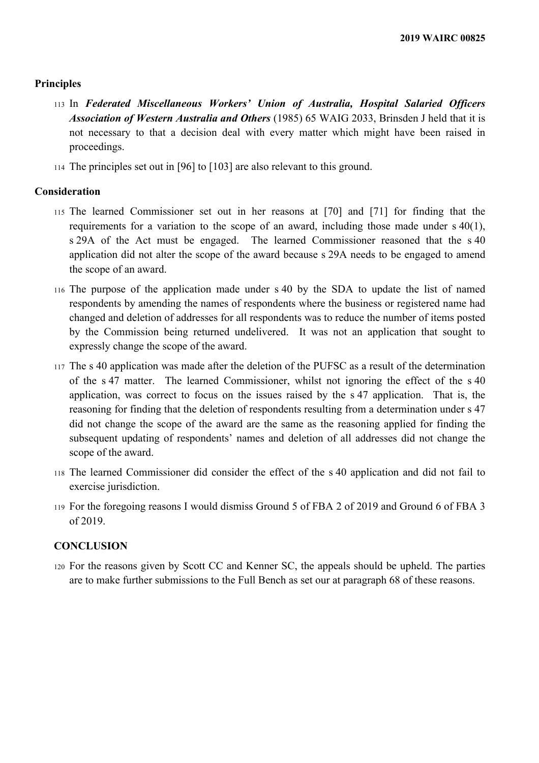**Principles**

113 In ***Federated Miscellaneous Workers' Union of Australia, Hospital Salaried Officers Association of Western Australia and Others*** (1985) 65 WAIG 2033, Brinsden J held that it is not necessary to that a decision deal with every matter which might have been raised in proceedings.

114 The principles set out in [96] to [103] are also relevant to this ground.

**Consideration**

115 The learned Commissioner set out in her reasons at [70] and [71] for finding that the requirements for a variation to the scope of an award, including those made under s 40(1), s 29A of the Act must be engaged. The learned Commissioner reasoned that the s 40 application did not alter the scope of the award because s 29A needs to be engaged to amend the scope of an award.

116 The purpose of the application made under s 40 by the SDA to update the list of named respondents by amending the names of respondents where the business or registered name had changed and deletion of addresses for all respondents was to reduce the number of items posted by the Commission being returned undelivered. It was not an application that sought to expressly change the scope of the award.

117 The s 40 application was made after the deletion of the PUFSC as a result of the determination of the s 47 matter. The learned Commissioner, whilst not ignoring the effect of the s 40 application, was correct to focus on the issues raised by the s 47 application. That is, the reasoning for finding that the deletion of respondents resulting from a determination under s 47 did not change the scope of the award are the same as the reasoning applied for finding the subsequent updating of respondents' names and deletion of all addresses did not change the scope of the award.

118 The learned Commissioner did consider the effect of the s 40 application and did not fail to exercise jurisdiction.

119 For the foregoing reasons I would dismiss Ground 5 of FBA 2 of 2019 and Ground 6 of FBA 3 of 2019.

**CONCLUSION**

120 For the reasons given by Scott CC and Kenner SC, the appeals should be upheld. The parties are to make further submissions to the Full Bench as set our at paragraph 68 of these reasons.